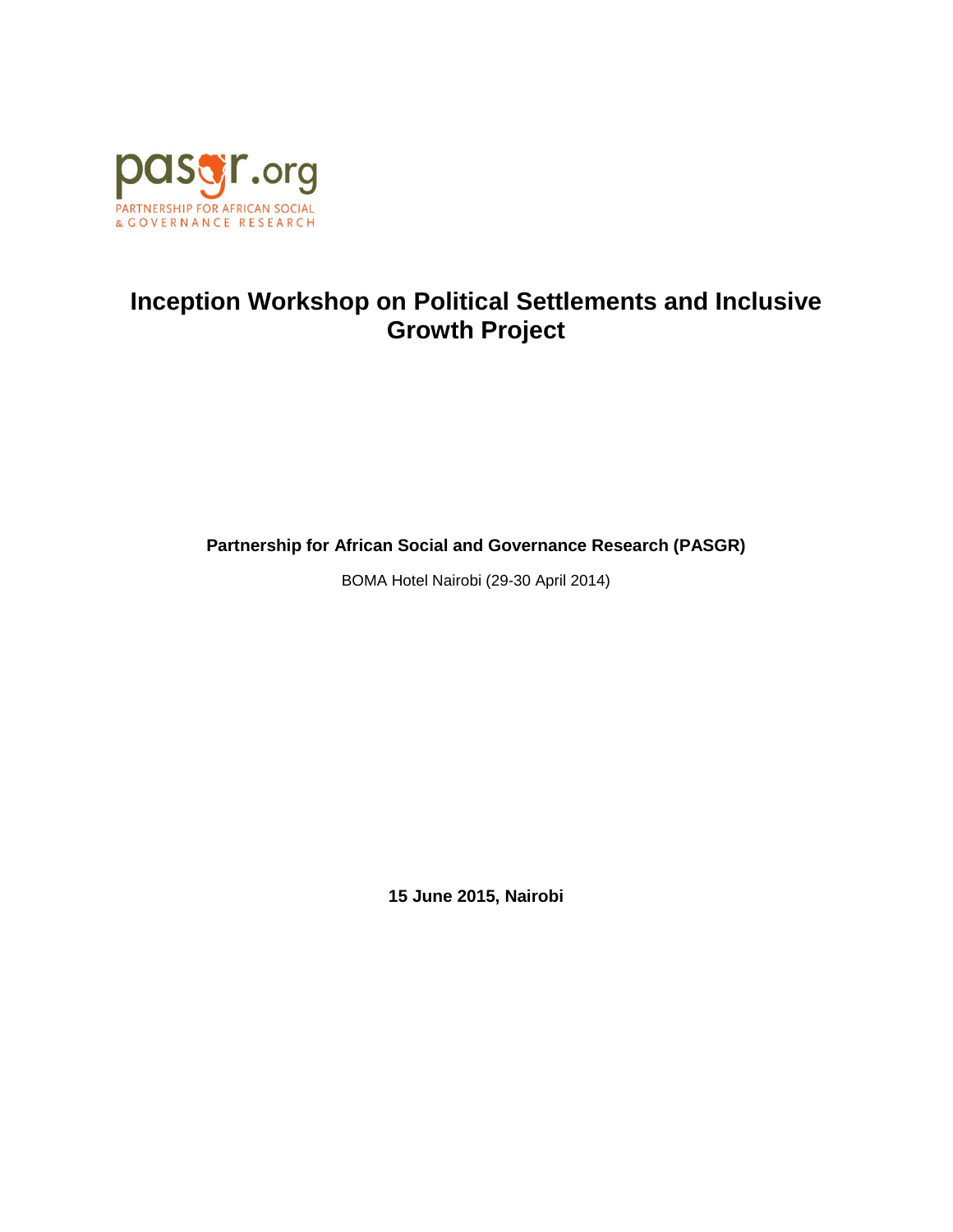pasgr.org

PARTNERSHIP FOR AFRICAN SOCIAL & GOVERNANCE RESEARCH

# Inception Workshop on Political Settlements and Inclusive Growth Project

**Partnership for African Social and Governance Research (PASGR)**

BOMA Hotel Nairobi (29-30 April 2014)

**15 June 2015, Nairobi**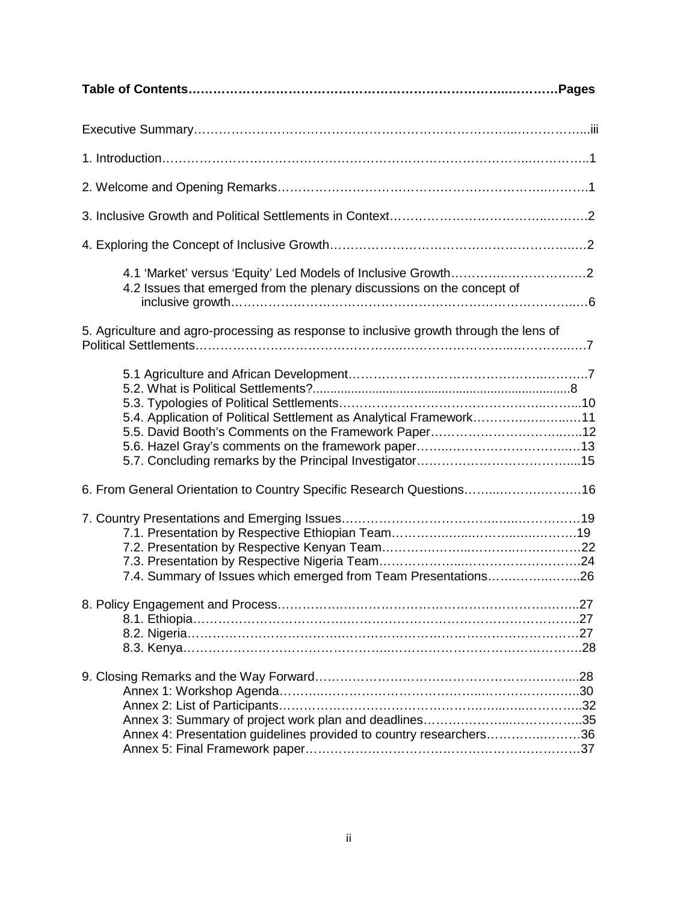**Table of Contents……………………………………………………………………..………….Pages**

Executive Summary…………………………………………………………………..……………...iii

1. Introduction………………………………………………………………………………..………….1

2. Welcome and Opening Remarks…………………………………………………………………….1

3. Inclusive Growth and Political Settlements in Context…………………………………..……….2

4. Exploring the Concept of Inclusive Growth…………………………………………………..….2

   4.1 'Market' versus 'Equity' Led Models of Inclusive Growth……………..……………….2

   4.2 Issues that emerged from the plenary discussions on the concept of inclusive growth………………………………………………………………………………..….6

5. Agriculture and agro-processing as response to inclusive growth through the lens of Political Settlements………………………………………………………………...………….….7

   5.1 Agriculture and African Development……………………………………….……….7

   5.2. What is Political Settlements?..........................................................................8

   5.3. Typologies of Political Settlements……………………………………………..…....10

   5.4. Application of Political Settlement as Analytical Framework……………….…..….11

   5.5. David Booth's Comments on the Framework Paper……………………………..…..12

   5.6. Hazel Gray's comments on the framework paper……..……………………….……13

   5.7. Concluding remarks by the Principal Investigator……………………………….....15

6. From General Orientation to Country Specific Research Questions……..…………………16

7. Country Presentations and Emerging Issues……………………………..…..……………19

   7.1. Presentation by Respective Ethiopian Team…………..…..……..…..……….19

   7.2. Presentation by Respective Kenyan Team…………………..………..……..……22

   7.3. Presentation by Respective Nigeria Team…………………...…………………….24

   7.4. Summary of Issues which emerged from Team Presentations………….……….26

8. Policy Engagement and Process…………………………………………………….……..27

   8.1. Ethiopia………………………………………………………………………………...27

   8.2. Nigeria…………………………………………………………………….…….……27

   8.3. Kenya…………………………………..………………………………………….28

9. Closing Remarks and the Way Forward……………………………………………….……...28

   Annex 1: Workshop Agenda…………..……………………………..………………….....30

   Annex 2: List of Participants………………………………………..……..….…………...32

   Annex 3: Summary of project work plan and deadlines………………...…………….....35

   Annex 4: Presentation guidelines provided to country researchers……………..………36

   Annex 5: Final Framework paper…………………………………………………………37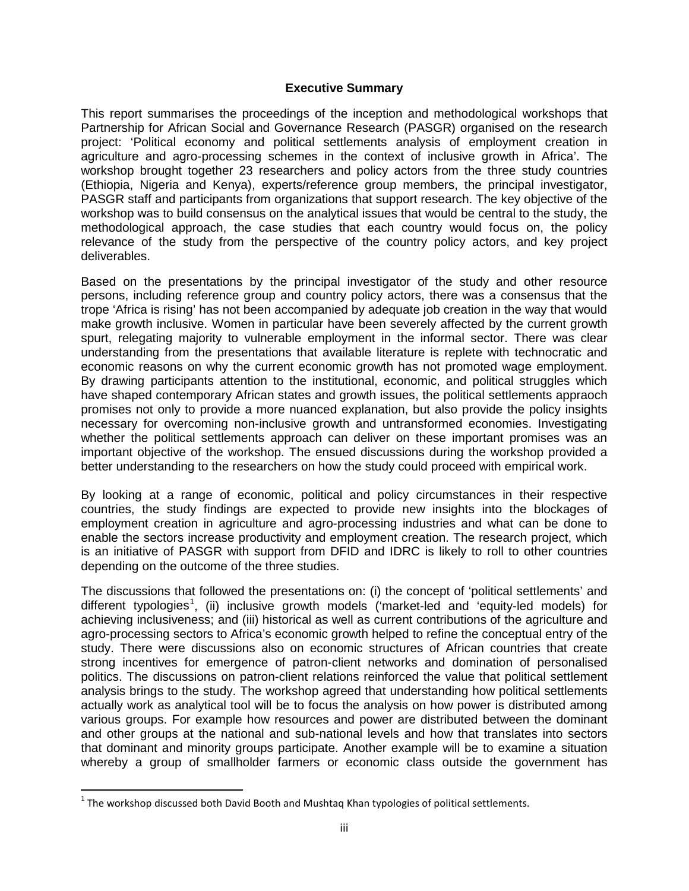## Executive Summary

This report summarises the proceedings of the inception and methodological workshops that Partnership for African Social and Governance Research (PASGR) organised on the research project: 'Political economy and political settlements analysis of employment creation in agriculture and agro-processing schemes in the context of inclusive growth in Africa'. The workshop brought together 23 researchers and policy actors from the three study countries (Ethiopia, Nigeria and Kenya), experts/reference group members, the principal investigator, PASGR staff and participants from organizations that support research. The key objective of the workshop was to build consensus on the analytical issues that would be central to the study, the methodological approach, the case studies that each country would focus on, the policy relevance of the study from the perspective of the country policy actors, and key project deliverables.

Based on the presentations by the principal investigator of the study and other resource persons, including reference group and country policy actors, there was a consensus that the trope 'Africa is rising' has not been accompanied by adequate job creation in the way that would make growth inclusive. Women in particular have been severely affected by the current growth spurt, relegating majority to vulnerable employment in the informal sector. There was clear understanding from the presentations that available literature is replete with technocratic and economic reasons on why the current economic growth has not promoted wage employment. By drawing participants attention to the institutional, economic, and political struggles which have shaped contemporary African states and growth issues, the political settlements appraoch promises not only to provide a more nuanced explanation, but also provide the policy insights necessary for overcoming non-inclusive growth and untransformed economies. Investigating whether the political settlements approach can deliver on these important promises was an important objective of the workshop. The ensued discussions during the workshop provided a better understanding to the researchers on how the study could proceed with empirical work.

By looking at a range of economic, political and policy circumstances in their respective countries, the study findings are expected to provide new insights into the blockages of employment creation in agriculture and agro-processing industries and what can be done to enable the sectors increase productivity and employment creation. The research project, which is an initiative of PASGR with support from DFID and IDRC is likely to roll to other countries depending on the outcome of the three studies.

The discussions that followed the presentations on: (i) the concept of 'political settlements' and different typologies[1], (ii) inclusive growth models ('market-led and 'equity-led models) for achieving inclusiveness; and (iii) historical as well as current contributions of the agriculture and agro-processing sectors to Africa's economic growth helped to refine the conceptual entry of the study. There were discussions also on economic structures of African countries that create strong incentives for emergence of patron-client networks and domination of personalised politics. The discussions on patron-client relations reinforced the value that political settlement analysis brings to the study. The workshop agreed that understanding how political settlements actually work as analytical tool will be to focus the analysis on how power is distributed among various groups. For example how resources and power are distributed between the dominant and other groups at the national and sub-national levels and how that translates into sectors that dominant and minority groups participate. Another example will be to examine a situation whereby a group of smallholder farmers or economic class outside the government has

[1] The workshop discussed both David Booth and Mushtaq Khan typologies of political settlements.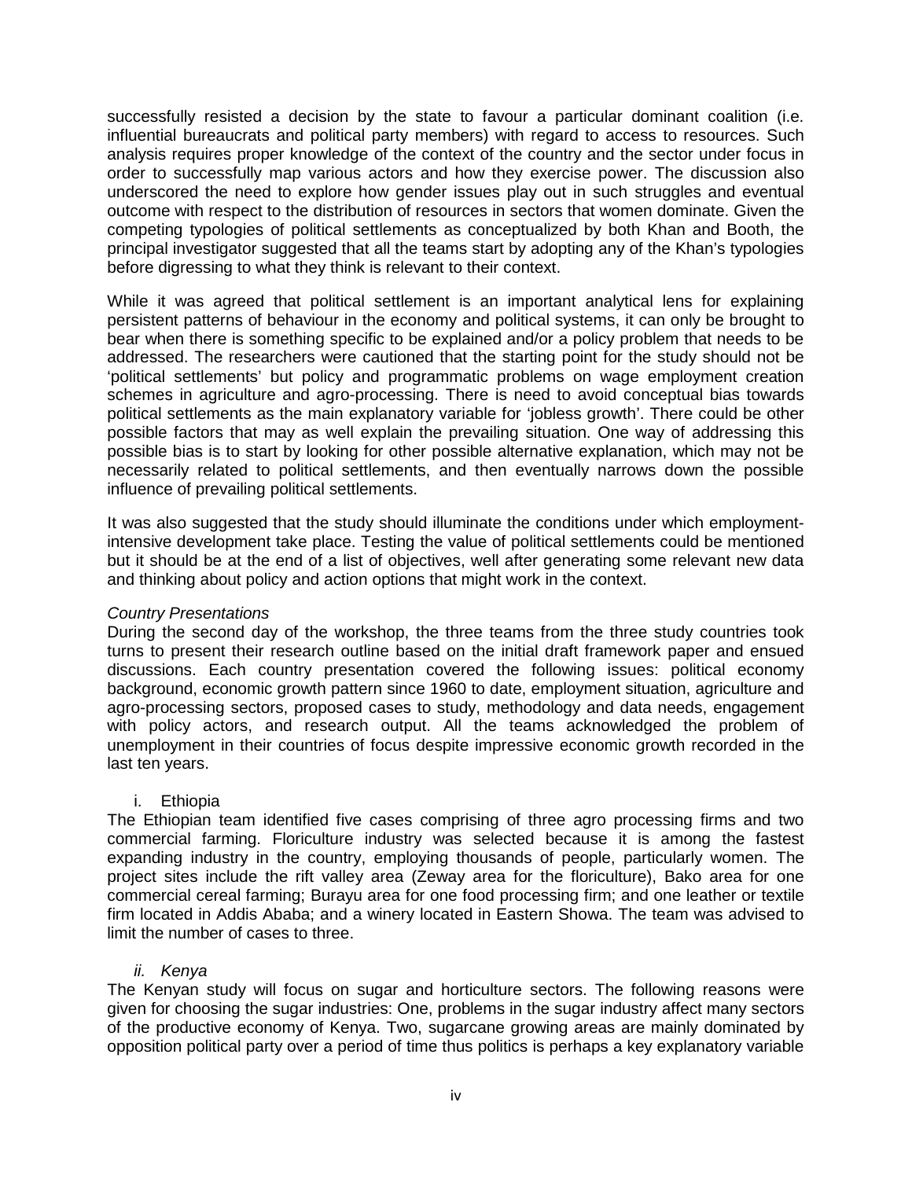successfully resisted a decision by the state to favour a particular dominant coalition (i.e. influential bureaucrats and political party members) with regard to access to resources. Such analysis requires proper knowledge of the context of the country and the sector under focus in order to successfully map various actors and how they exercise power. The discussion also underscored the need to explore how gender issues play out in such struggles and eventual outcome with respect to the distribution of resources in sectors that women dominate. Given the competing typologies of political settlements as conceptualized by both Khan and Booth, the principal investigator suggested that all the teams start by adopting any of the Khan's typologies before digressing to what they think is relevant to their context.

While it was agreed that political settlement is an important analytical lens for explaining persistent patterns of behaviour in the economy and political systems, it can only be brought to bear when there is something specific to be explained and/or a policy problem that needs to be addressed. The researchers were cautioned that the starting point for the study should not be 'political settlements' but policy and programmatic problems on wage employment creation schemes in agriculture and agro-processing. There is need to avoid conceptual bias towards political settlements as the main explanatory variable for 'jobless growth'. There could be other possible factors that may as well explain the prevailing situation. One way of addressing this possible bias is to start by looking for other possible alternative explanation, which may not be necessarily related to political settlements, and then eventually narrows down the possible influence of prevailing political settlements.

It was also suggested that the study should illuminate the conditions under which employment-intensive development take place. Testing the value of political settlements could be mentioned but it should be at the end of a list of objectives, well after generating some relevant new data and thinking about policy and action options that might work in the context.

*Country Presentations*

During the second day of the workshop, the three teams from the three study countries took turns to present their research outline based on the initial draft framework paper and ensued discussions. Each country presentation covered the following issues: political economy background, economic growth pattern since 1960 to date, employment situation, agriculture and agro-processing sectors, proposed cases to study, methodology and data needs, engagement with policy actors, and research output. All the teams acknowledged the problem of unemployment in their countries of focus despite impressive economic growth recorded in the last ten years.

i. Ethiopia

The Ethiopian team identified five cases comprising of three agro processing firms and two commercial farming. Floriculture industry was selected because it is among the fastest expanding industry in the country, employing thousands of people, particularly women. The project sites include the rift valley area (Zeway area for the floriculture), Bako area for one commercial cereal farming; Burayu area for one food processing firm; and one leather or textile firm located in Addis Ababa; and a winery located in Eastern Showa. The team was advised to limit the number of cases to three.

*ii. Kenya*

The Kenyan study will focus on sugar and horticulture sectors. The following reasons were given for choosing the sugar industries: One, problems in the sugar industry affect many sectors of the productive economy of Kenya. Two, sugarcane growing areas are mainly dominated by opposition political party over a period of time thus politics is perhaps a key explanatory variable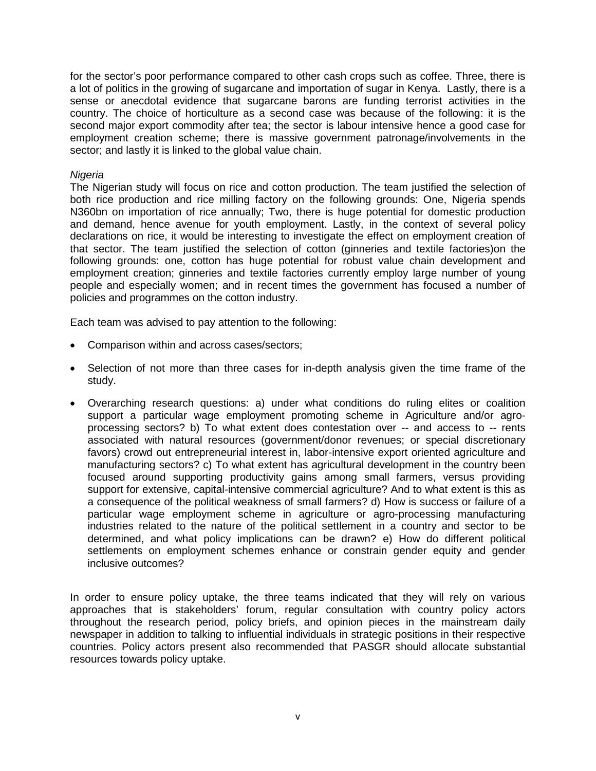for the sector's poor performance compared to other cash crops such as coffee. Three, there is a lot of politics in the growing of sugarcane and importation of sugar in Kenya. Lastly, there is a sense or anecdotal evidence that sugarcane barons are funding terrorist activities in the country. The choice of horticulture as a second case was because of the following: it is the second major export commodity after tea; the sector is labour intensive hence a good case for employment creation scheme; there is massive government patronage/involvements in the sector; and lastly it is linked to the global value chain.

*Nigeria*

The Nigerian study will focus on rice and cotton production. The team justified the selection of both rice production and rice milling factory on the following grounds: One, Nigeria spends N360bn on importation of rice annually; Two, there is huge potential for domestic production and demand, hence avenue for youth employment. Lastly, in the context of several policy declarations on rice, it would be interesting to investigate the effect on employment creation of that sector. The team justified the selection of cotton (ginneries and textile factories)on the following grounds: one, cotton has huge potential for robust value chain development and employment creation; ginneries and textile factories currently employ large number of young people and especially women; and in recent times the government has focused a number of policies and programmes on the cotton industry.

Each team was advised to pay attention to the following:

- Comparison within and across cases/sectors;
- Selection of not more than three cases for in-depth analysis given the time frame of the study.
- Overarching research questions: a) under what conditions do ruling elites or coalition support a particular wage employment promoting scheme in Agriculture and/or agro-processing sectors? b) To what extent does contestation over -- and access to -- rents associated with natural resources (government/donor revenues; or special discretionary favors) crowd out entrepreneurial interest in, labor-intensive export oriented agriculture and manufacturing sectors? c) To what extent has agricultural development in the country been focused around supporting productivity gains among small farmers, versus providing support for extensive, capital-intensive commercial agriculture? And to what extent is this as a consequence of the political weakness of small farmers? d) How is success or failure of a particular wage employment scheme in agriculture or agro-processing manufacturing industries related to the nature of the political settlement in a country and sector to be determined, and what policy implications can be drawn? e) How do different political settlements on employment schemes enhance or constrain gender equity and gender inclusive outcomes?

In order to ensure policy uptake, the three teams indicated that they will rely on various approaches that is stakeholders' forum, regular consultation with country policy actors throughout the research period, policy briefs, and opinion pieces in the mainstream daily newspaper in addition to talking to influential individuals in strategic positions in their respective countries. Policy actors present also recommended that PASGR should allocate substantial resources towards policy uptake.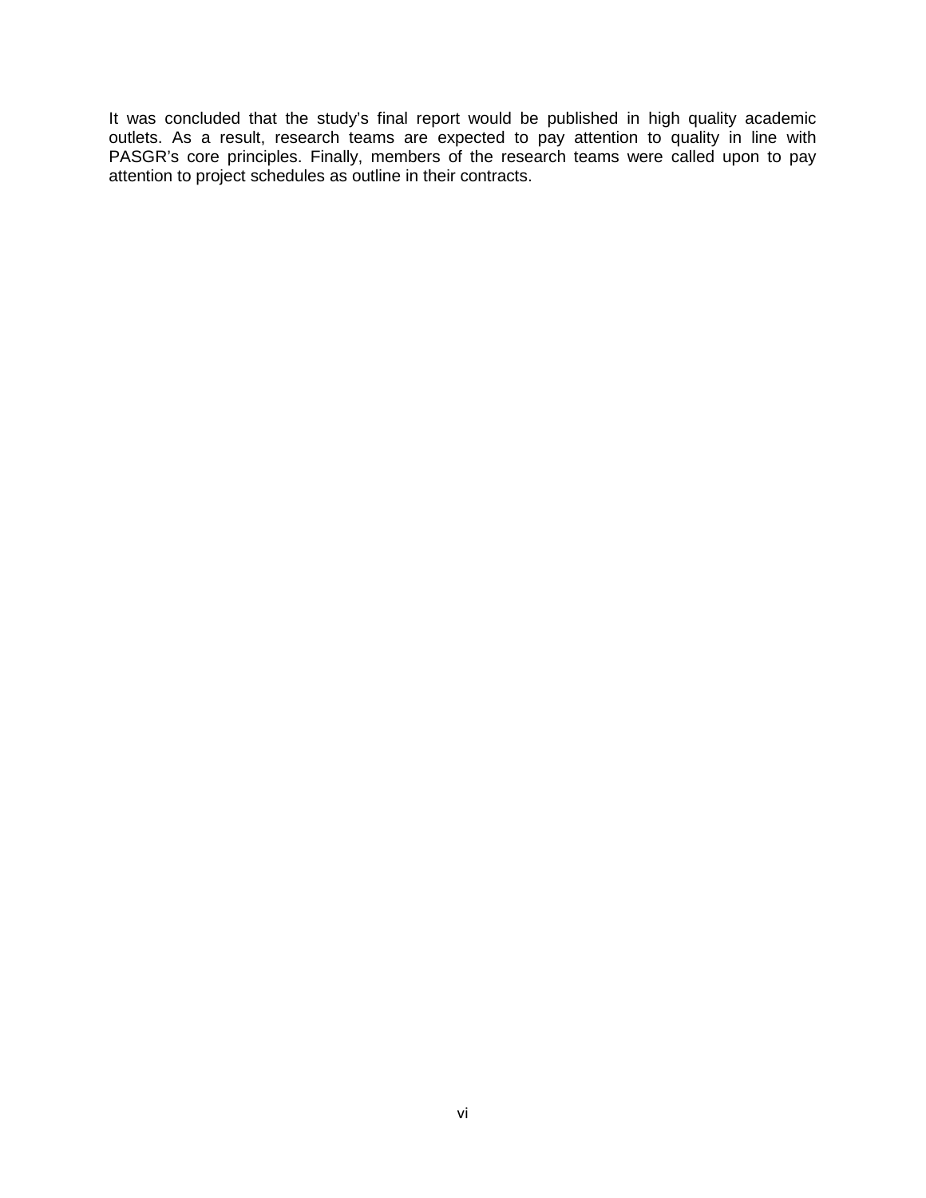It was concluded that the study's final report would be published in high quality academic outlets. As a result, research teams are expected to pay attention to quality in line with PASGR's core principles. Finally, members of the research teams were called upon to pay attention to project schedules as outline in their contracts.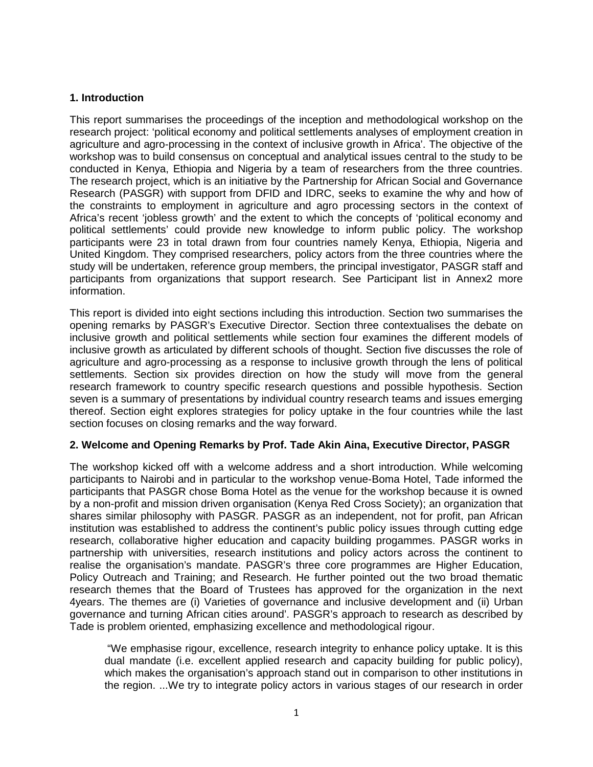## 1. Introduction

This report summarises the proceedings of the inception and methodological workshop on the research project: 'political economy and political settlements analyses of employment creation in agriculture and agro-processing in the context of inclusive growth in Africa'. The objective of the workshop was to build consensus on conceptual and analytical issues central to the study to be conducted in Kenya, Ethiopia and Nigeria by a team of researchers from the three countries. The research project, which is an initiative by the Partnership for African Social and Governance Research (PASGR) with support from DFID and IDRC, seeks to examine the why and how of the constraints to employment in agriculture and agro processing sectors in the context of Africa's recent 'jobless growth' and the extent to which the concepts of 'political economy and political settlements' could provide new knowledge to inform public policy. The workshop participants were 23 in total drawn from four countries namely Kenya, Ethiopia, Nigeria and United Kingdom. They comprised researchers, policy actors from the three countries where the study will be undertaken, reference group members, the principal investigator, PASGR staff and participants from organizations that support research. See Participant list in Annex2 more information.

This report is divided into eight sections including this introduction. Section two summarises the opening remarks by PASGR's Executive Director. Section three contextualises the debate on inclusive growth and political settlements while section four examines the different models of inclusive growth as articulated by different schools of thought. Section five discusses the role of agriculture and agro-processing as a response to inclusive growth through the lens of political settlements. Section six provides direction on how the study will move from the general research framework to country specific research questions and possible hypothesis. Section seven is a summary of presentations by individual country research teams and issues emerging thereof. Section eight explores strategies for policy uptake in the four countries while the last section focuses on closing remarks and the way forward.

## 2. Welcome and Opening Remarks by Prof. Tade Akin Aina, Executive Director, PASGR

The workshop kicked off with a welcome address and a short introduction. While welcoming participants to Nairobi and in particular to the workshop venue-Boma Hotel, Tade informed the participants that PASGR chose Boma Hotel as the venue for the workshop because it is owned by a non-profit and mission driven organisation (Kenya Red Cross Society); an organization that shares similar philosophy with PASGR. PASGR as an independent, not for profit, pan African institution was established to address the continent's public policy issues through cutting edge research, collaborative higher education and capacity building progammes. PASGR works in partnership with universities, research institutions and policy actors across the continent to realise the organisation's mandate. PASGR's three core programmes are Higher Education, Policy Outreach and Training; and Research. He further pointed out the two broad thematic research themes that the Board of Trustees has approved for the organization in the next 4years. The themes are (i) Varieties of governance and inclusive development and (ii) Urban governance and turning African cities around'. PASGR's approach to research as described by Tade is problem oriented, emphasizing excellence and methodological rigour.

> "We emphasise rigour, excellence, research integrity to enhance policy uptake. It is this dual mandate (i.e. excellent applied research and capacity building for public policy), which makes the organisation's approach stand out in comparison to other institutions in the region. ...We try to integrate policy actors in various stages of our research in order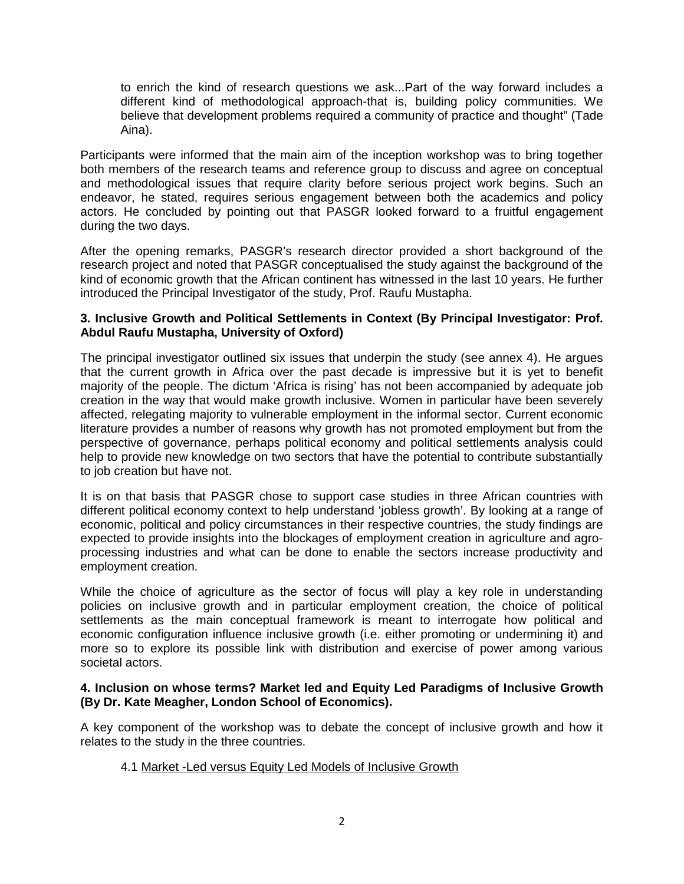> to enrich the kind of research questions we ask...Part of the way forward includes a different kind of methodological approach-that is, building policy communities. We believe that development problems required a community of practice and thought" (Tade Aina).

Participants were informed that the main aim of the inception workshop was to bring together both members of the research teams and reference group to discuss and agree on conceptual and methodological issues that require clarity before serious project work begins. Such an endeavor, he stated, requires serious engagement between both the academics and policy actors. He concluded by pointing out that PASGR looked forward to a fruitful engagement during the two days.

After the opening remarks, PASGR's research director provided a short background of the research project and noted that PASGR conceptualised the study against the background of the kind of economic growth that the African continent has witnessed in the last 10 years. He further introduced the Principal Investigator of the study, Prof. Raufu Mustapha.

**3. Inclusive Growth and Political Settlements in Context (By Principal Investigator: Prof. Abdul Raufu Mustapha, University of Oxford)**

The principal investigator outlined six issues that underpin the study (see annex 4). He argues that the current growth in Africa over the past decade is impressive but it is yet to benefit majority of the people. The dictum 'Africa is rising' has not been accompanied by adequate job creation in the way that would make growth inclusive. Women in particular have been severely affected, relegating majority to vulnerable employment in the informal sector. Current economic literature provides a number of reasons why growth has not promoted employment but from the perspective of governance, perhaps political economy and political settlements analysis could help to provide new knowledge on two sectors that have the potential to contribute substantially to job creation but have not.

It is on that basis that PASGR chose to support case studies in three African countries with different political economy context to help understand 'jobless growth'. By looking at a range of economic, political and policy circumstances in their respective countries, the study findings are expected to provide insights into the blockages of employment creation in agriculture and agro-processing industries and what can be done to enable the sectors increase productivity and employment creation.

While the choice of agriculture as the sector of focus will play a key role in understanding policies on inclusive growth and in particular employment creation, the choice of political settlements as the main conceptual framework is meant to interrogate how political and economic configuration influence inclusive growth (i.e. either promoting or undermining it) and more so to explore its possible link with distribution and exercise of power among various societal actors.

**4. Inclusion on whose terms? Market led and Equity Led Paradigms of Inclusive Growth (By Dr. Kate Meagher, London School of Economics).**

A key component of the workshop was to debate the concept of inclusive growth and how it relates to the study in the three countries.

4.1 Market -Led versus Equity Led Models of Inclusive Growth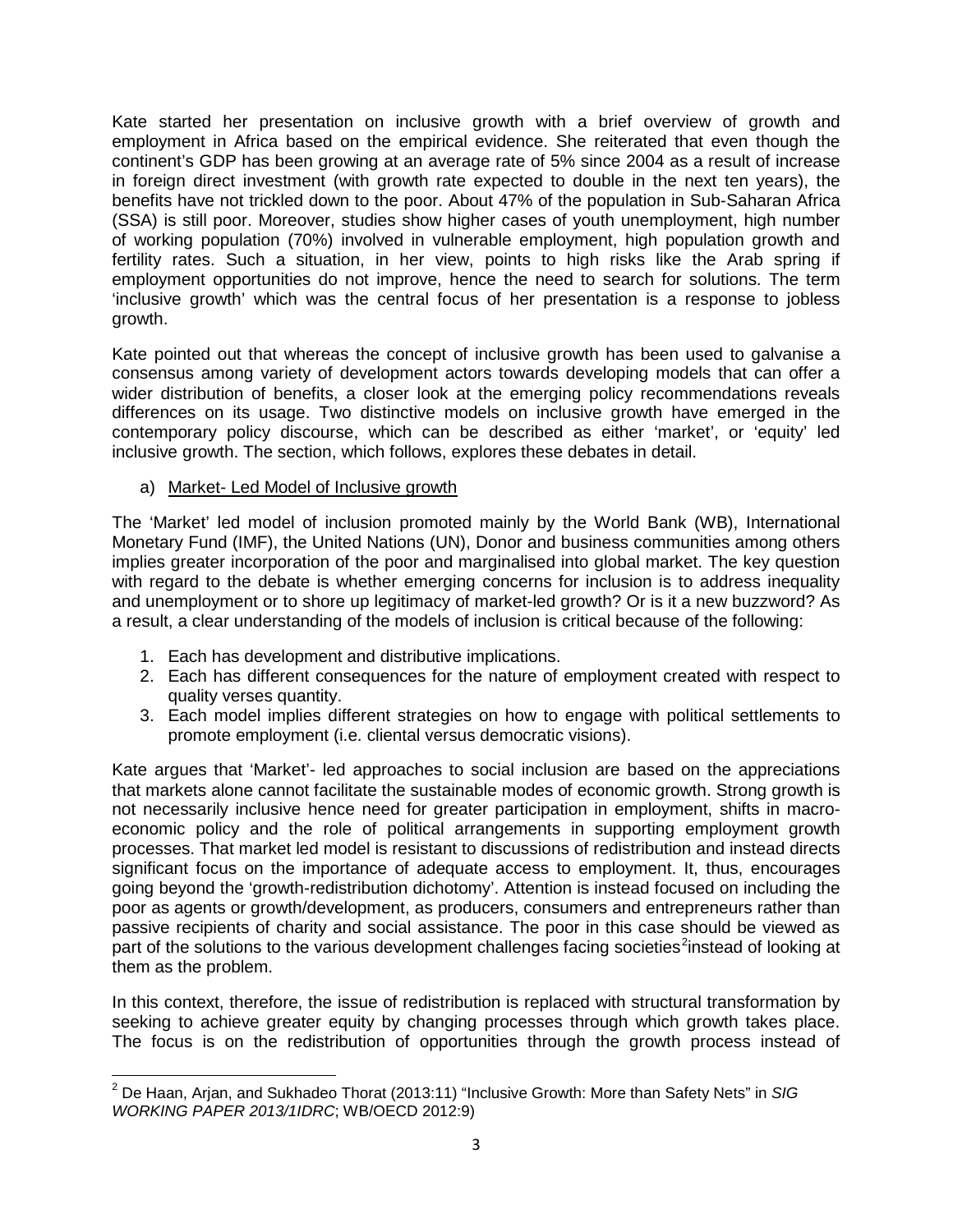Kate started her presentation on inclusive growth with a brief overview of growth and employment in Africa based on the empirical evidence. She reiterated that even though the continent's GDP has been growing at an average rate of 5% since 2004 as a result of increase in foreign direct investment (with growth rate expected to double in the next ten years), the benefits have not trickled down to the poor. About 47% of the population in Sub-Saharan Africa (SSA) is still poor. Moreover, studies show higher cases of youth unemployment, high number of working population (70%) involved in vulnerable employment, high population growth and fertility rates. Such a situation, in her view, points to high risks like the Arab spring if employment opportunities do not improve, hence the need to search for solutions. The term 'inclusive growth' which was the central focus of her presentation is a response to jobless growth.

Kate pointed out that whereas the concept of inclusive growth has been used to galvanise a consensus among variety of development actors towards developing models that can offer a wider distribution of benefits, a closer look at the emerging policy recommendations reveals differences on its usage. Two distinctive models on inclusive growth have emerged in the contemporary policy discourse, which can be described as either 'market', or 'equity' led inclusive growth. The section, which follows, explores these debates in detail.

a) <u>Market- Led Model of Inclusive growth</u>

The 'Market' led model of inclusion promoted mainly by the World Bank (WB), International Monetary Fund (IMF), the United Nations (UN), Donor and business communities among others implies greater incorporation of the poor and marginalised into global market. The key question with regard to the debate is whether emerging concerns for inclusion is to address inequality and unemployment or to shore up legitimacy of market-led growth? Or is it a new buzzword? As a result, a clear understanding of the models of inclusion is critical because of the following:

1. Each has development and distributive implications.
2. Each has different consequences for the nature of employment created with respect to quality verses quantity.
3. Each model implies different strategies on how to engage with political settlements to promote employment (i.e. cliental versus democratic visions).

Kate argues that 'Market'- led approaches to social inclusion are based on the appreciations that markets alone cannot facilitate the sustainable modes of economic growth. Strong growth is not necessarily inclusive hence need for greater participation in employment, shifts in macro-economic policy and the role of political arrangements in supporting employment growth processes. That market led model is resistant to discussions of redistribution and instead directs significant focus on the importance of adequate access to employment. It, thus, encourages going beyond the 'growth-redistribution dichotomy'. Attention is instead focused on including the poor as agents or growth/development, as producers, consumers and entrepreneurs rather than passive recipients of charity and social assistance. The poor in this case should be viewed as part of the solutions to the various development challenges facing societies[2]instead of looking at them as the problem.

In this context, therefore, the issue of redistribution is replaced with structural transformation by seeking to achieve greater equity by changing processes through which growth takes place. The focus is on the redistribution of opportunities through the growth process instead of

---

[2] De Haan, Arjan, and Sukhadeo Thorat (2013:11) "Inclusive Growth: More than Safety Nets" in *SIG WORKING PAPER 2013/1IDRC*; WB/OECD 2012:9)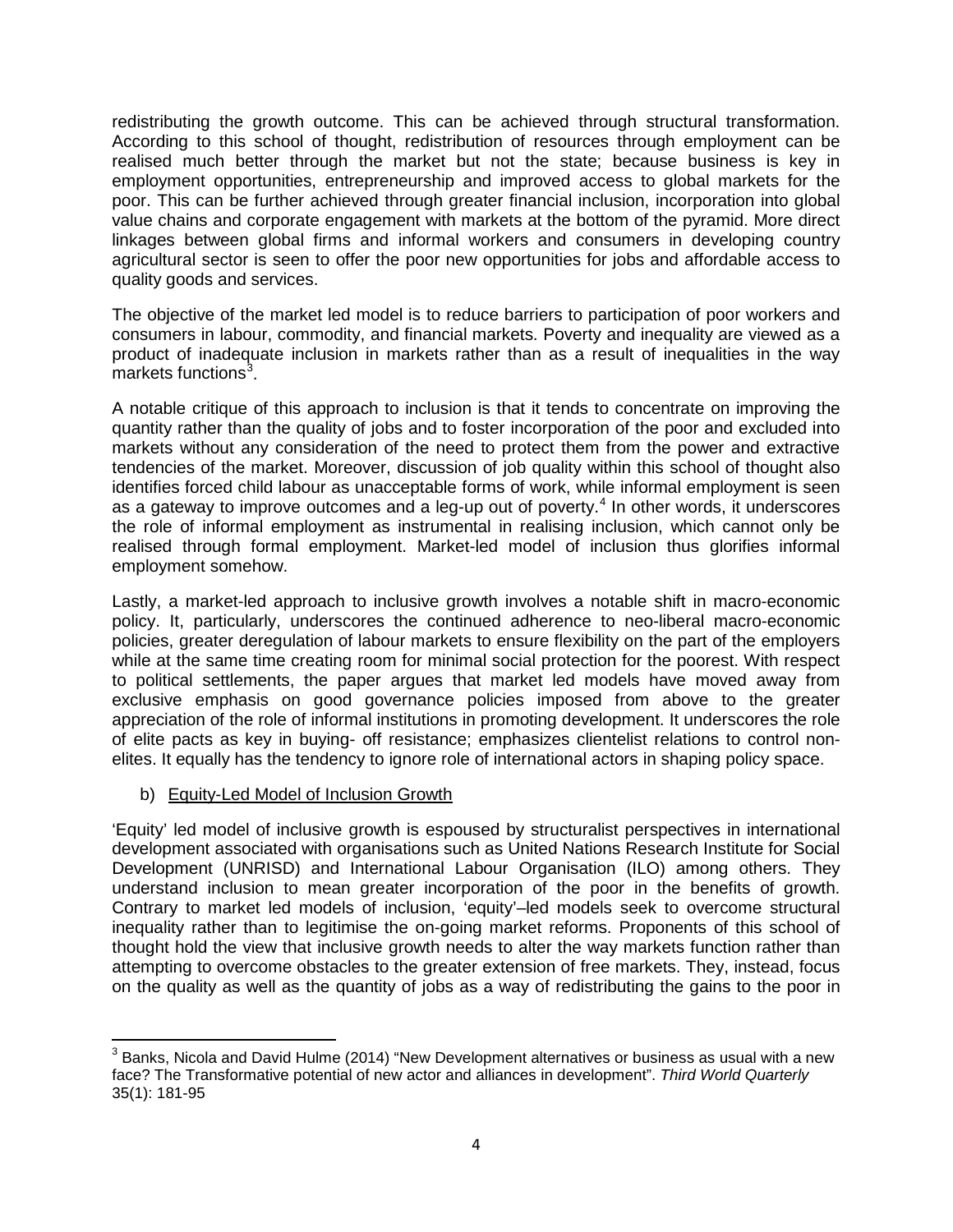redistributing the growth outcome. This can be achieved through structural transformation. According to this school of thought, redistribution of resources through employment can be realised much better through the market but not the state; because business is key in employment opportunities, entrepreneurship and improved access to global markets for the poor. This can be further achieved through greater financial inclusion, incorporation into global value chains and corporate engagement with markets at the bottom of the pyramid. More direct linkages between global firms and informal workers and consumers in developing country agricultural sector is seen to offer the poor new opportunities for jobs and affordable access to quality goods and services.

The objective of the market led model is to reduce barriers to participation of poor workers and consumers in labour, commodity, and financial markets. Poverty and inequality are viewed as a product of inadequate inclusion in markets rather than as a result of inequalities in the way markets functions[3].

A notable critique of this approach to inclusion is that it tends to concentrate on improving the quantity rather than the quality of jobs and to foster incorporation of the poor and excluded into markets without any consideration of the need to protect them from the power and extractive tendencies of the market. Moreover, discussion of job quality within this school of thought also identifies forced child labour as unacceptable forms of work, while informal employment is seen as a gateway to improve outcomes and a leg-up out of poverty.[4] In other words, it underscores the role of informal employment as instrumental in realising inclusion, which cannot only be realised through formal employment. Market-led model of inclusion thus glorifies informal employment somehow.

Lastly, a market-led approach to inclusive growth involves a notable shift in macro-economic policy. It, particularly, underscores the continued adherence to neo-liberal macro-economic policies, greater deregulation of labour markets to ensure flexibility on the part of the employers while at the same time creating room for minimal social protection for the poorest. With respect to political settlements, the paper argues that market led models have moved away from exclusive emphasis on good governance policies imposed from above to the greater appreciation of the role of informal institutions in promoting development. It underscores the role of elite pacts as key in buying- off resistance; emphasizes clientelist relations to control non-elites. It equally has the tendency to ignore role of international actors in shaping policy space.

b) Equity-Led Model of Inclusion Growth

'Equity' led model of inclusive growth is espoused by structuralist perspectives in international development associated with organisations such as United Nations Research Institute for Social Development (UNRISD) and International Labour Organisation (ILO) among others. They understand inclusion to mean greater incorporation of the poor in the benefits of growth. Contrary to market led models of inclusion, 'equity'–led models seek to overcome structural inequality rather than to legitimise the on-going market reforms. Proponents of this school of thought hold the view that inclusive growth needs to alter the way markets function rather than attempting to overcome obstacles to the greater extension of free markets. They, instead, focus on the quality as well as the quantity of jobs as a way of redistributing the gains to the poor in

[3] Banks, Nicola and David Hulme (2014) "New Development alternatives or business as usual with a new face? The Transformative potential of new actor and alliances in development". *Third World Quarterly* 35(1): 181-95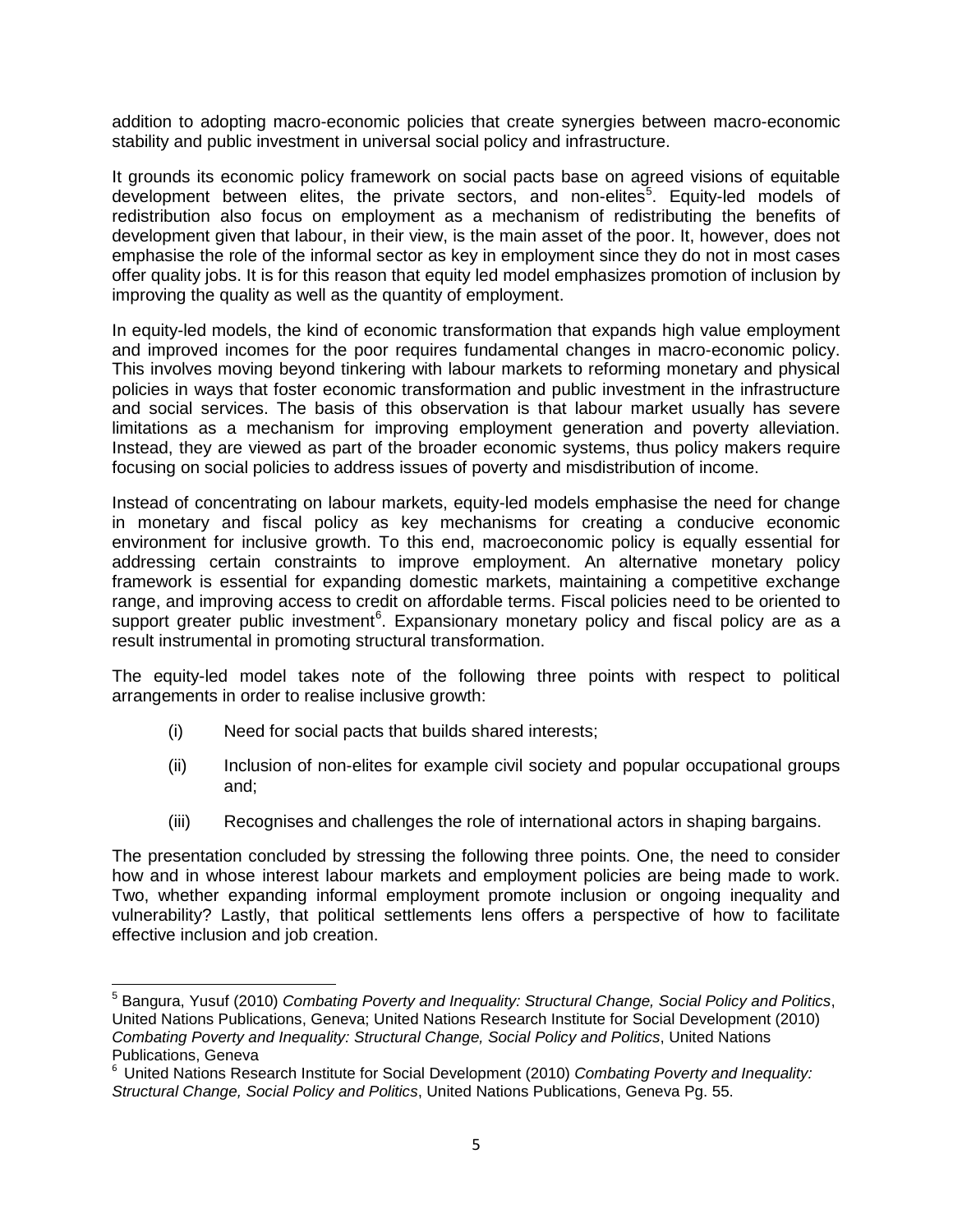addition to adopting macro-economic policies that create synergies between macro-economic stability and public investment in universal social policy and infrastructure.

It grounds its economic policy framework on social pacts base on agreed visions of equitable development between elites, the private sectors, and non-elites[5]. Equity-led models of redistribution also focus on employment as a mechanism of redistributing the benefits of development given that labour, in their view, is the main asset of the poor. It, however, does not emphasise the role of the informal sector as key in employment since they do not in most cases offer quality jobs. It is for this reason that equity led model emphasizes promotion of inclusion by improving the quality as well as the quantity of employment.

In equity-led models, the kind of economic transformation that expands high value employment and improved incomes for the poor requires fundamental changes in macro-economic policy. This involves moving beyond tinkering with labour markets to reforming monetary and physical policies in ways that foster economic transformation and public investment in the infrastructure and social services. The basis of this observation is that labour market usually has severe limitations as a mechanism for improving employment generation and poverty alleviation. Instead, they are viewed as part of the broader economic systems, thus policy makers require focusing on social policies to address issues of poverty and misdistribution of income.

Instead of concentrating on labour markets, equity-led models emphasise the need for change in monetary and fiscal policy as key mechanisms for creating a conducive economic environment for inclusive growth. To this end, macroeconomic policy is equally essential for addressing certain constraints to improve employment. An alternative monetary policy framework is essential for expanding domestic markets, maintaining a competitive exchange range, and improving access to credit on affordable terms. Fiscal policies need to be oriented to support greater public investment[6]. Expansionary monetary policy and fiscal policy are as a result instrumental in promoting structural transformation.

The equity-led model takes note of the following three points with respect to political arrangements in order to realise inclusive growth:

(i) Need for social pacts that builds shared interests;

(ii) Inclusion of non-elites for example civil society and popular occupational groups and;

(iii) Recognises and challenges the role of international actors in shaping bargains.

The presentation concluded by stressing the following three points. One, the need to consider how and in whose interest labour markets and employment policies are being made to work. Two, whether expanding informal employment promote inclusion or ongoing inequality and vulnerability? Lastly, that political settlements lens offers a perspective of how to facilitate effective inclusion and job creation.

---

[5] Bangura, Yusuf (2010) *Combating Poverty and Inequality: Structural Change, Social Policy and Politics*, United Nations Publications, Geneva; United Nations Research Institute for Social Development (2010) *Combating Poverty and Inequality: Structural Change, Social Policy and Politics*, United Nations Publications, Geneva

[6] United Nations Research Institute for Social Development (2010) *Combating Poverty and Inequality: Structural Change, Social Policy and Politics*, United Nations Publications, Geneva Pg. 55.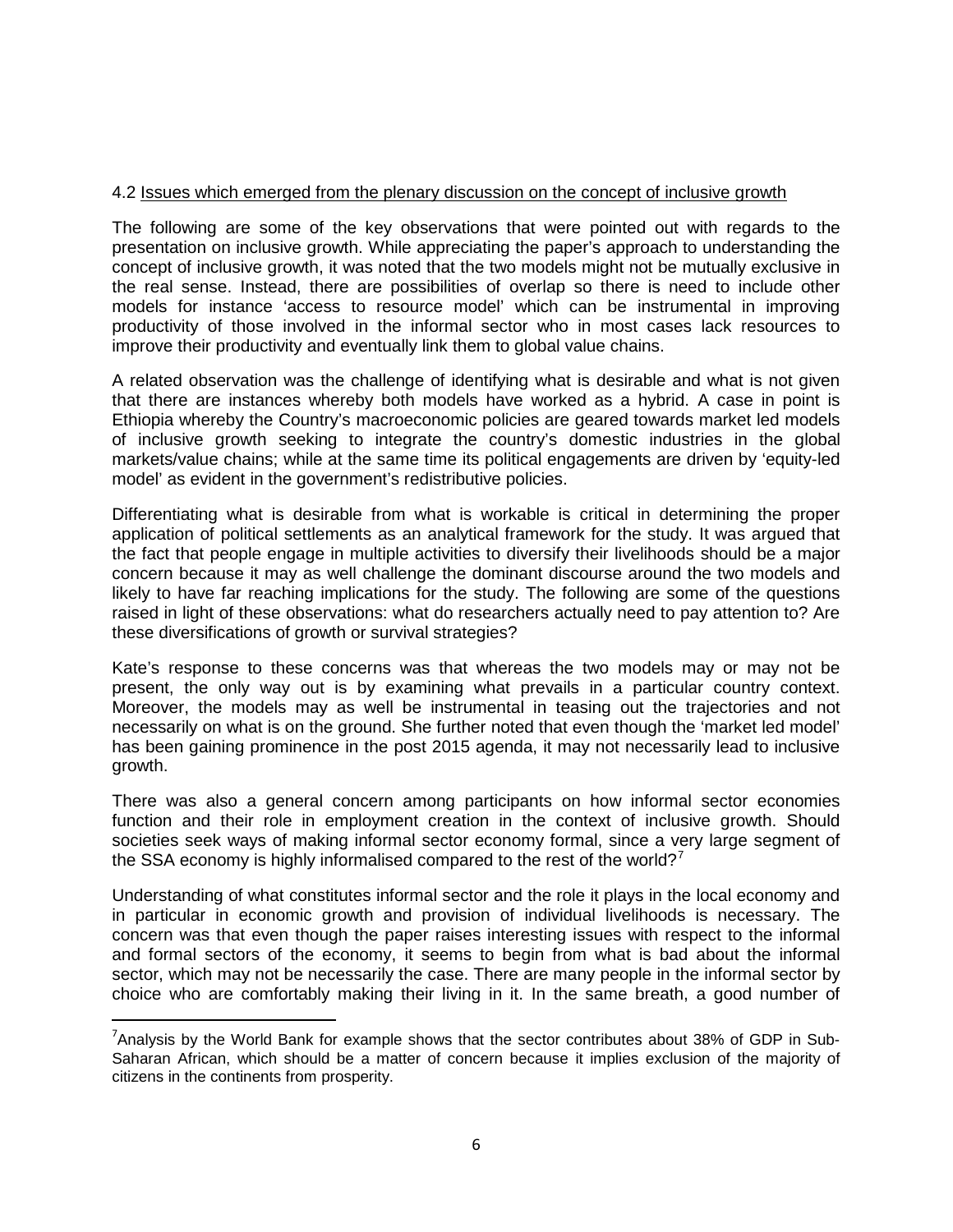4.2 Issues which emerged from the plenary discussion on the concept of inclusive growth

The following are some of the key observations that were pointed out with regards to the presentation on inclusive growth. While appreciating the paper's approach to understanding the concept of inclusive growth, it was noted that the two models might not be mutually exclusive in the real sense. Instead, there are possibilities of overlap so there is need to include other models for instance 'access to resource model' which can be instrumental in improving productivity of those involved in the informal sector who in most cases lack resources to improve their productivity and eventually link them to global value chains.

A related observation was the challenge of identifying what is desirable and what is not given that there are instances whereby both models have worked as a hybrid. A case in point is Ethiopia whereby the Country's macroeconomic policies are geared towards market led models of inclusive growth seeking to integrate the country's domestic industries in the global markets/value chains; while at the same time its political engagements are driven by 'equity-led model' as evident in the government's redistributive policies.

Differentiating what is desirable from what is workable is critical in determining the proper application of political settlements as an analytical framework for the study. It was argued that the fact that people engage in multiple activities to diversify their livelihoods should be a major concern because it may as well challenge the dominant discourse around the two models and likely to have far reaching implications for the study. The following are some of the questions raised in light of these observations: what do researchers actually need to pay attention to? Are these diversifications of growth or survival strategies?

Kate's response to these concerns was that whereas the two models may or may not be present, the only way out is by examining what prevails in a particular country context. Moreover, the models may as well be instrumental in teasing out the trajectories and not necessarily on what is on the ground. She further noted that even though the 'market led model' has been gaining prominence in the post 2015 agenda, it may not necessarily lead to inclusive growth.

There was also a general concern among participants on how informal sector economies function and their role in employment creation in the context of inclusive growth. Should societies seek ways of making informal sector economy formal, since a very large segment of the SSA economy is highly informalised compared to the rest of the world?[7]

Understanding of what constitutes informal sector and the role it plays in the local economy and in particular in economic growth and provision of individual livelihoods is necessary. The concern was that even though the paper raises interesting issues with respect to the informal and formal sectors of the economy, it seems to begin from what is bad about the informal sector, which may not be necessarily the case. There are many people in the informal sector by choice who are comfortably making their living in it. In the same breath, a good number of

[7]Analysis by the World Bank for example shows that the sector contributes about 38% of GDP in Sub-Saharan African, which should be a matter of concern because it implies exclusion of the majority of citizens in the continents from prosperity.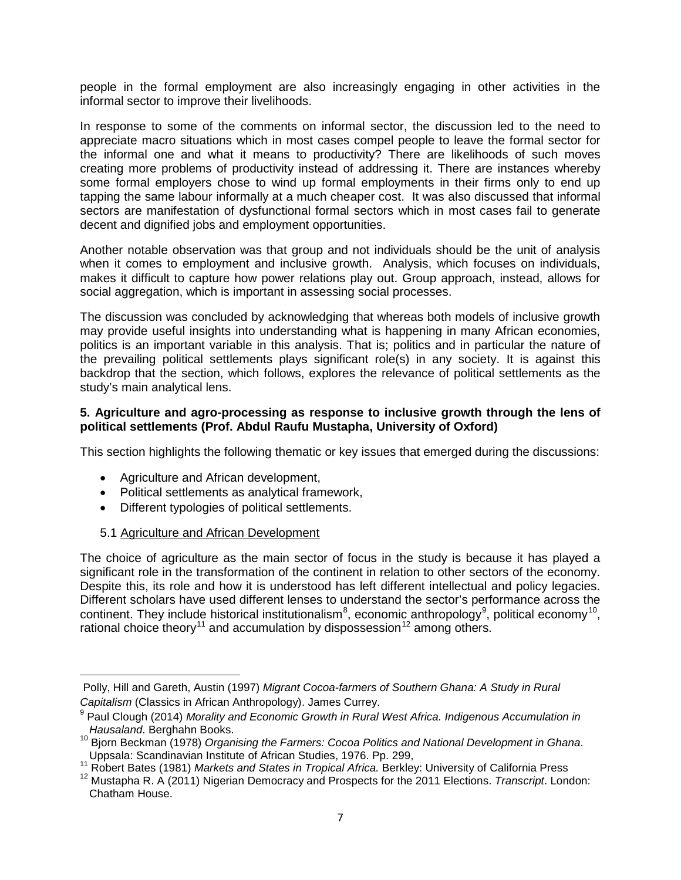people in the formal employment are also increasingly engaging in other activities in the informal sector to improve their livelihoods.

In response to some of the comments on informal sector, the discussion led to the need to appreciate macro situations which in most cases compel people to leave the formal sector for the informal one and what it means to productivity? There are likelihoods of such moves creating more problems of productivity instead of addressing it. There are instances whereby some formal employers chose to wind up formal employments in their firms only to end up tapping the same labour informally at a much cheaper cost. It was also discussed that informal sectors are manifestation of dysfunctional formal sectors which in most cases fail to generate decent and dignified jobs and employment opportunities.

Another notable observation was that group and not individuals should be the unit of analysis when it comes to employment and inclusive growth. Analysis, which focuses on individuals, makes it difficult to capture how power relations play out. Group approach, instead, allows for social aggregation, which is important in assessing social processes.

The discussion was concluded by acknowledging that whereas both models of inclusive growth may provide useful insights into understanding what is happening in many African economies, politics is an important variable in this analysis. That is; politics and in particular the nature of the prevailing political settlements plays significant role(s) in any society. It is against this backdrop that the section, which follows, explores the relevance of political settlements as the study's main analytical lens.

**5. Agriculture and agro-processing as response to inclusive growth through the lens of political settlements (Prof. Abdul Raufu Mustapha, University of Oxford)**

This section highlights the following thematic or key issues that emerged during the discussions:

- Agriculture and African development,
- Political settlements as analytical framework,
- Different typologies of political settlements.

5.1 Agriculture and African Development

The choice of agriculture as the main sector of focus in the study is because it has played a significant role in the transformation of the continent in relation to other sectors of the economy. Despite this, its role and how it is understood has left different intellectual and policy legacies. Different scholars have used different lenses to understand the sector's performance across the continent. They include historical institutionalism[8], economic anthropology[9], political economy[10], rational choice theory[11] and accumulation by dispossession[12] among others.

---

Polly, Hill and Gareth, Austin (1997) *Migrant Cocoa-farmers of Southern Ghana: A Study in Rural Capitalism* (Classics in African Anthropology). James Currey.

[9] Paul Clough (2014) *Morality and Economic Growth in Rural West Africa. Indigenous Accumulation in Hausaland*. Berghahn Books.

[10] Bjorn Beckman (1978) *Organising the Farmers: Cocoa Politics and National Development in Ghana*. Uppsala: Scandinavian Institute of African Studies, 1976. Pp. 299,

[11] Robert Bates (1981) *Markets and States in Tropical Africa.* Berkley: University of California Press

[12] Mustapha R. A (2011) Nigerian Democracy and Prospects for the 2011 Elections. *Transcript*. London: Chatham House.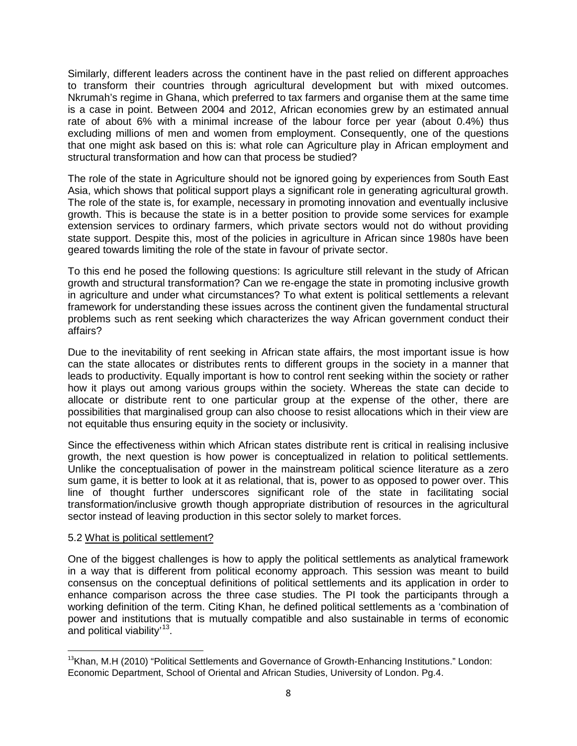Similarly, different leaders across the continent have in the past relied on different approaches to transform their countries through agricultural development but with mixed outcomes. Nkrumah's regime in Ghana, which preferred to tax farmers and organise them at the same time is a case in point. Between 2004 and 2012, African economies grew by an estimated annual rate of about 6% with a minimal increase of the labour force per year (about 0.4%) thus excluding millions of men and women from employment. Consequently, one of the questions that one might ask based on this is: what role can Agriculture play in African employment and structural transformation and how can that process be studied?

The role of the state in Agriculture should not be ignored going by experiences from South East Asia, which shows that political support plays a significant role in generating agricultural growth. The role of the state is, for example, necessary in promoting innovation and eventually inclusive growth. This is because the state is in a better position to provide some services for example extension services to ordinary farmers, which private sectors would not do without providing state support. Despite this, most of the policies in agriculture in African since 1980s have been geared towards limiting the role of the state in favour of private sector.

To this end he posed the following questions: Is agriculture still relevant in the study of African growth and structural transformation? Can we re-engage the state in promoting inclusive growth in agriculture and under what circumstances? To what extent is political settlements a relevant framework for understanding these issues across the continent given the fundamental structural problems such as rent seeking which characterizes the way African government conduct their affairs?

Due to the inevitability of rent seeking in African state affairs, the most important issue is how can the state allocates or distributes rents to different groups in the society in a manner that leads to productivity. Equally important is how to control rent seeking within the society or rather how it plays out among various groups within the society. Whereas the state can decide to allocate or distribute rent to one particular group at the expense of the other, there are possibilities that marginalised group can also choose to resist allocations which in their view are not equitable thus ensuring equity in the society or inclusivity.

Since the effectiveness within which African states distribute rent is critical in realising inclusive growth, the next question is how power is conceptualized in relation to political settlements. Unlike the conceptualisation of power in the mainstream political science literature as a zero sum game, it is better to look at it as relational, that is, power to as opposed to power over. This line of thought further underscores significant role of the state in facilitating social transformation/inclusive growth though appropriate distribution of resources in the agricultural sector instead of leaving production in this sector solely to market forces.

### 5.2 What is political settlement?

One of the biggest challenges is how to apply the political settlements as analytical framework in a way that is different from political economy approach. This session was meant to build consensus on the conceptual definitions of political settlements and its application in order to enhance comparison across the three case studies. The PI took the participants through a working definition of the term. Citing Khan, he defined political settlements as a 'combination of power and institutions that is mutually compatible and also sustainable in terms of economic and political viability'[13].

[13]Khan, M.H (2010) "Political Settlements and Governance of Growth-Enhancing Institutions." London: Economic Department, School of Oriental and African Studies, University of London. Pg.4.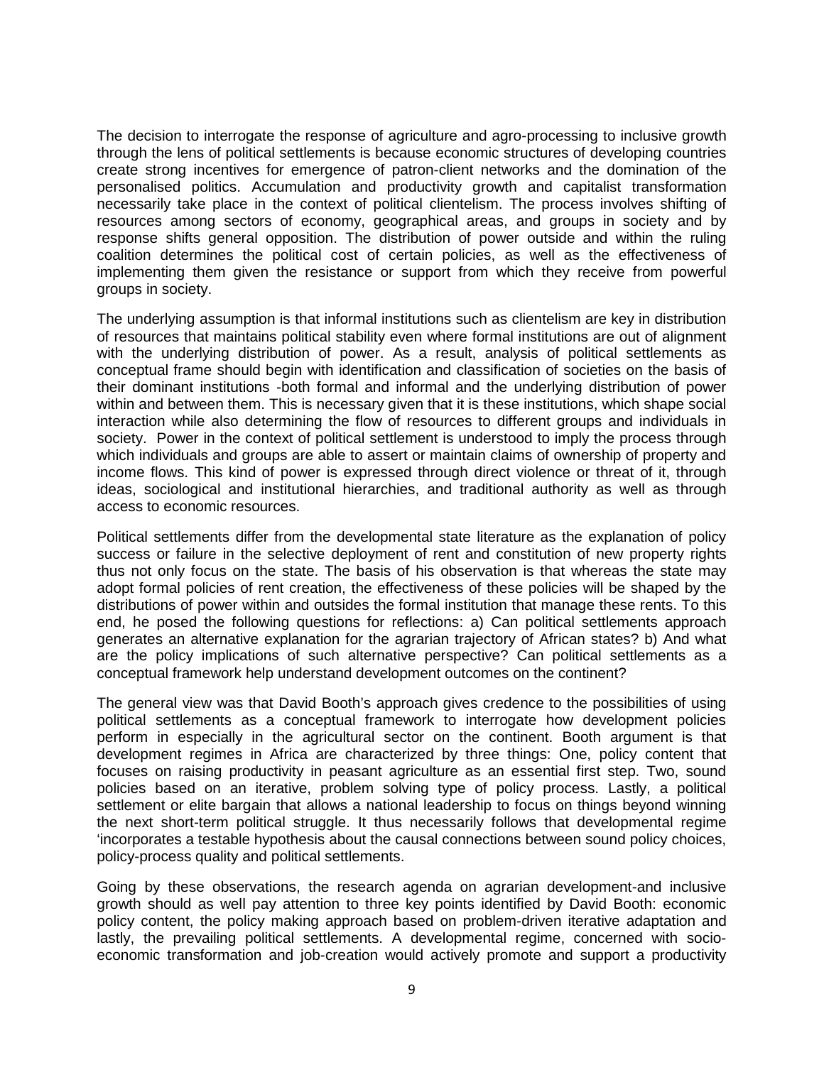The decision to interrogate the response of agriculture and agro-processing to inclusive growth through the lens of political settlements is because economic structures of developing countries create strong incentives for emergence of patron-client networks and the domination of the personalised politics. Accumulation and productivity growth and capitalist transformation necessarily take place in the context of political clientelism. The process involves shifting of resources among sectors of economy, geographical areas, and groups in society and by response shifts general opposition. The distribution of power outside and within the ruling coalition determines the political cost of certain policies, as well as the effectiveness of implementing them given the resistance or support from which they receive from powerful groups in society.

The underlying assumption is that informal institutions such as clientelism are key in distribution of resources that maintains political stability even where formal institutions are out of alignment with the underlying distribution of power. As a result, analysis of political settlements as conceptual frame should begin with identification and classification of societies on the basis of their dominant institutions -both formal and informal and the underlying distribution of power within and between them. This is necessary given that it is these institutions, which shape social interaction while also determining the flow of resources to different groups and individuals in society. Power in the context of political settlement is understood to imply the process through which individuals and groups are able to assert or maintain claims of ownership of property and income flows. This kind of power is expressed through direct violence or threat of it, through ideas, sociological and institutional hierarchies, and traditional authority as well as through access to economic resources.

Political settlements differ from the developmental state literature as the explanation of policy success or failure in the selective deployment of rent and constitution of new property rights thus not only focus on the state. The basis of his observation is that whereas the state may adopt formal policies of rent creation, the effectiveness of these policies will be shaped by the distributions of power within and outsides the formal institution that manage these rents. To this end, he posed the following questions for reflections: a) Can political settlements approach generates an alternative explanation for the agrarian trajectory of African states? b) And what are the policy implications of such alternative perspective? Can political settlements as a conceptual framework help understand development outcomes on the continent?

The general view was that David Booth's approach gives credence to the possibilities of using political settlements as a conceptual framework to interrogate how development policies perform in especially in the agricultural sector on the continent. Booth argument is that development regimes in Africa are characterized by three things: One, policy content that focuses on raising productivity in peasant agriculture as an essential first step. Two, sound policies based on an iterative, problem solving type of policy process. Lastly, a political settlement or elite bargain that allows a national leadership to focus on things beyond winning the next short-term political struggle. It thus necessarily follows that developmental regime 'incorporates a testable hypothesis about the causal connections between sound policy choices, policy-process quality and political settlements.

Going by these observations, the research agenda on agrarian development-and inclusive growth should as well pay attention to three key points identified by David Booth: economic policy content, the policy making approach based on problem-driven iterative adaptation and lastly, the prevailing political settlements. A developmental regime, concerned with socio-economic transformation and job-creation would actively promote and support a productivity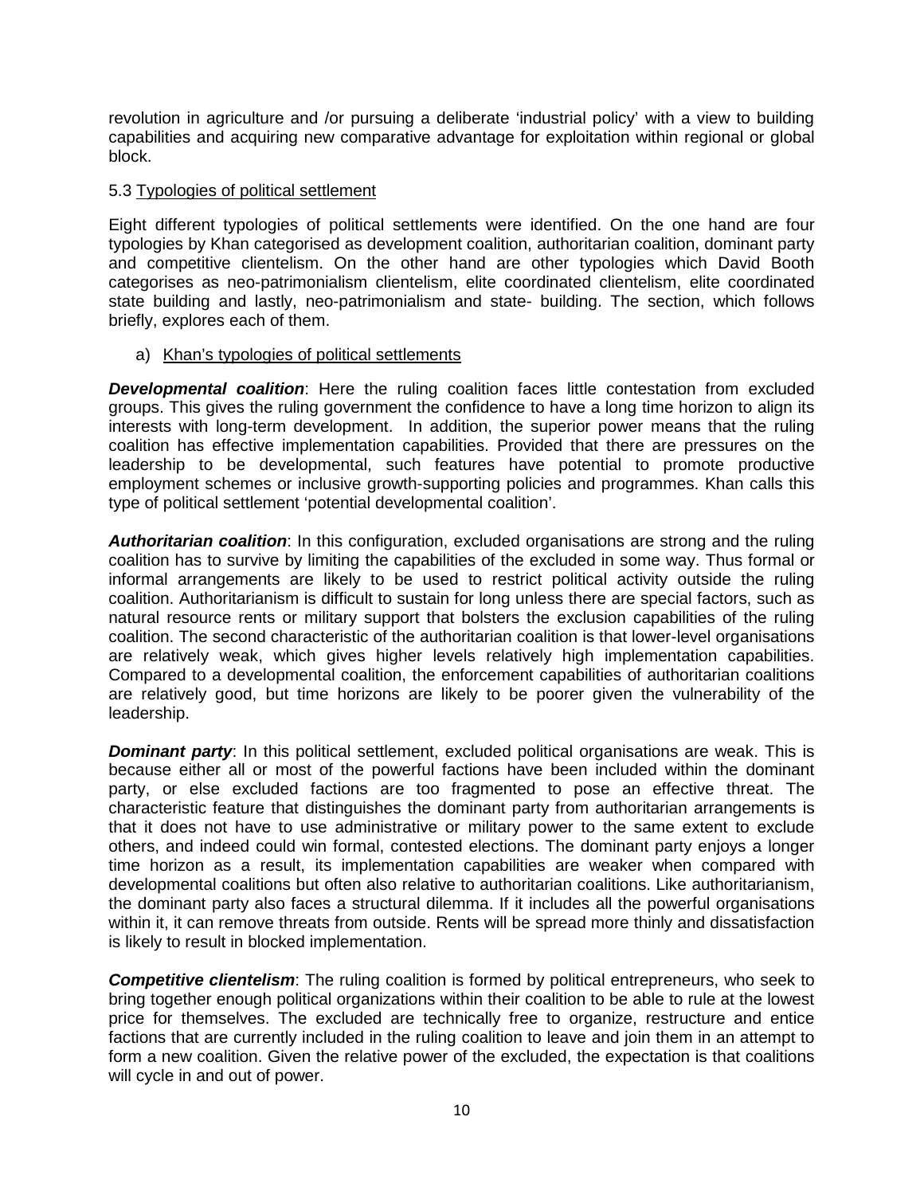revolution in agriculture and /or pursuing a deliberate 'industrial policy' with a view to building capabilities and acquiring new comparative advantage for exploitation within regional or global block.

5.3 Typologies of political settlement

Eight different typologies of political settlements were identified. On the one hand are four typologies by Khan categorised as development coalition, authoritarian coalition, dominant party and competitive clientelism. On the other hand are other typologies which David Booth categorises as neo-patrimonialism clientelism, elite coordinated clientelism, elite coordinated state building and lastly, neo-patrimonialism and state- building. The section, which follows briefly, explores each of them.

a) Khan's typologies of political settlements

***Developmental coalition***: Here the ruling coalition faces little contestation from excluded groups. This gives the ruling government the confidence to have a long time horizon to align its interests with long-term development. In addition, the superior power means that the ruling coalition has effective implementation capabilities. Provided that there are pressures on the leadership to be developmental, such features have potential to promote productive employment schemes or inclusive growth-supporting policies and programmes. Khan calls this type of political settlement 'potential developmental coalition'.

***Authoritarian coalition***: In this configuration, excluded organisations are strong and the ruling coalition has to survive by limiting the capabilities of the excluded in some way. Thus formal or informal arrangements are likely to be used to restrict political activity outside the ruling coalition. Authoritarianism is difficult to sustain for long unless there are special factors, such as natural resource rents or military support that bolsters the exclusion capabilities of the ruling coalition. The second characteristic of the authoritarian coalition is that lower-level organisations are relatively weak, which gives higher levels relatively high implementation capabilities. Compared to a developmental coalition, the enforcement capabilities of authoritarian coalitions are relatively good, but time horizons are likely to be poorer given the vulnerability of the leadership.

***Dominant party***: In this political settlement, excluded political organisations are weak. This is because either all or most of the powerful factions have been included within the dominant party, or else excluded factions are too fragmented to pose an effective threat. The characteristic feature that distinguishes the dominant party from authoritarian arrangements is that it does not have to use administrative or military power to the same extent to exclude others, and indeed could win formal, contested elections. The dominant party enjoys a longer time horizon as a result, its implementation capabilities are weaker when compared with developmental coalitions but often also relative to authoritarian coalitions. Like authoritarianism, the dominant party also faces a structural dilemma. If it includes all the powerful organisations within it, it can remove threats from outside. Rents will be spread more thinly and dissatisfaction is likely to result in blocked implementation.

***Competitive clientelism***: The ruling coalition is formed by political entrepreneurs, who seek to bring together enough political organizations within their coalition to be able to rule at the lowest price for themselves. The excluded are technically free to organize, restructure and entice factions that are currently included in the ruling coalition to leave and join them in an attempt to form a new coalition. Given the relative power of the excluded, the expectation is that coalitions will cycle in and out of power.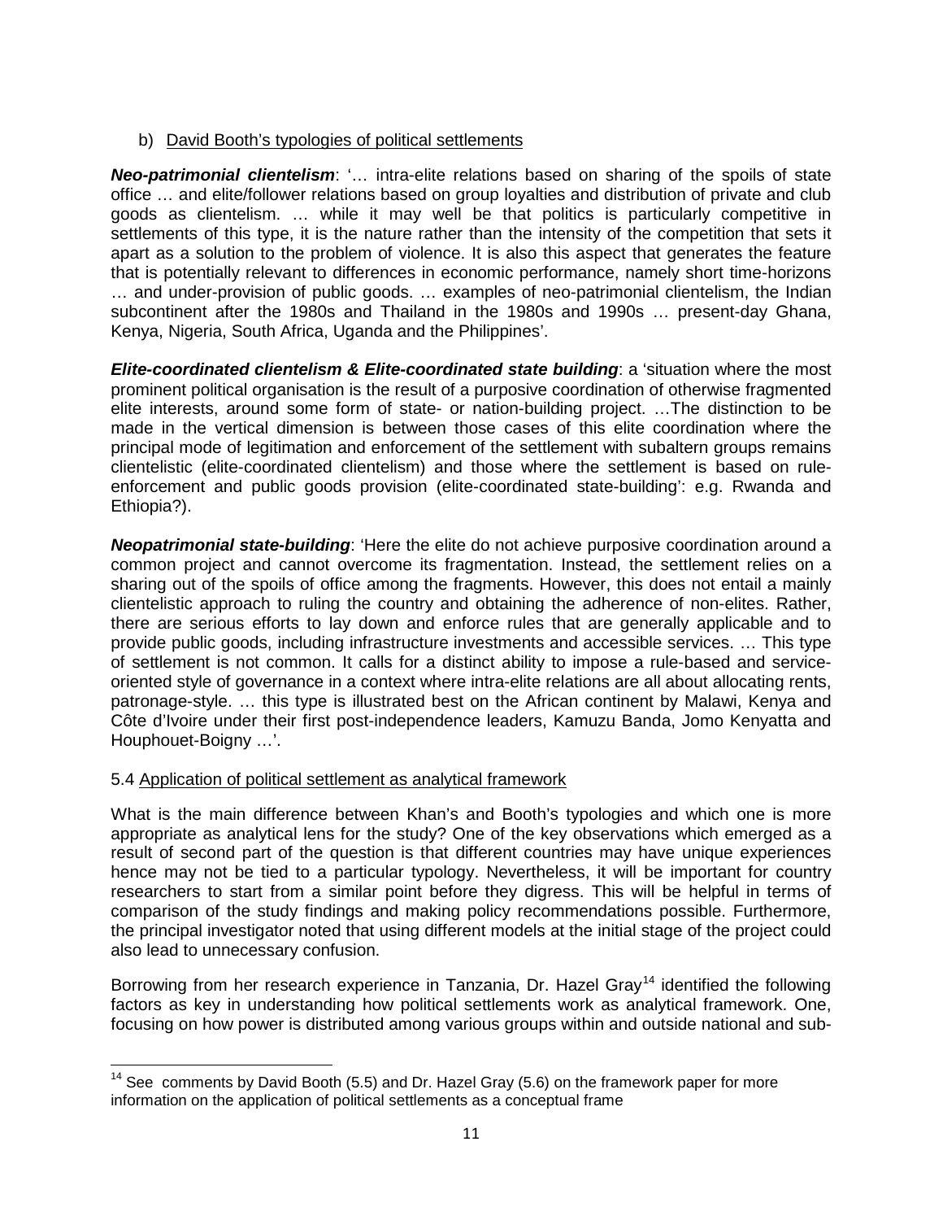b) David Booth's typologies of political settlements

***Neo-patrimonial clientelism***: '… intra-elite relations based on sharing of the spoils of state office … and elite/follower relations based on group loyalties and distribution of private and club goods as clientelism. … while it may well be that politics is particularly competitive in settlements of this type, it is the nature rather than the intensity of the competition that sets it apart as a solution to the problem of violence. It is also this aspect that generates the feature that is potentially relevant to differences in economic performance, namely short time-horizons … and under-provision of public goods. … examples of neo-patrimonial clientelism, the Indian subcontinent after the 1980s and Thailand in the 1980s and 1990s … present-day Ghana, Kenya, Nigeria, South Africa, Uganda and the Philippines'.

***Elite-coordinated clientelism & Elite-coordinated state building***: a 'situation where the most prominent political organisation is the result of a purposive coordination of otherwise fragmented elite interests, around some form of state- or nation-building project. …The distinction to be made in the vertical dimension is between those cases of this elite coordination where the principal mode of legitimation and enforcement of the settlement with subaltern groups remains clientelistic (elite-coordinated clientelism) and those where the settlement is based on rule-enforcement and public goods provision (elite-coordinated state-building': e.g. Rwanda and Ethiopia?).

***Neopatrimonial state-building***: 'Here the elite do not achieve purposive coordination around a common project and cannot overcome its fragmentation. Instead, the settlement relies on a sharing out of the spoils of office among the fragments. However, this does not entail a mainly clientelistic approach to ruling the country and obtaining the adherence of non-elites. Rather, there are serious efforts to lay down and enforce rules that are generally applicable and to provide public goods, including infrastructure investments and accessible services. … This type of settlement is not common. It calls for a distinct ability to impose a rule-based and service-oriented style of governance in a context where intra-elite relations are all about allocating rents, patronage-style. … this type is illustrated best on the African continent by Malawi, Kenya and Côte d'Ivoire under their first post-independence leaders, Kamuzu Banda, Jomo Kenyatta and Houphouet-Boigny …'.

5.4 Application of political settlement as analytical framework

What is the main difference between Khan's and Booth's typologies and which one is more appropriate as analytical lens for the study? One of the key observations which emerged as a result of second part of the question is that different countries may have unique experiences hence may not be tied to a particular typology. Nevertheless, it will be important for country researchers to start from a similar point before they digress. This will be helpful in terms of comparison of the study findings and making policy recommendations possible. Furthermore, the principal investigator noted that using different models at the initial stage of the project could also lead to unnecessary confusion.

Borrowing from her research experience in Tanzania, Dr. Hazel Gray[14] identified the following factors as key in understanding how political settlements work as analytical framework. One, focusing on how power is distributed among various groups within and outside national and sub-

[14] See comments by David Booth (5.5) and Dr. Hazel Gray (5.6) on the framework paper for more information on the application of political settlements as a conceptual frame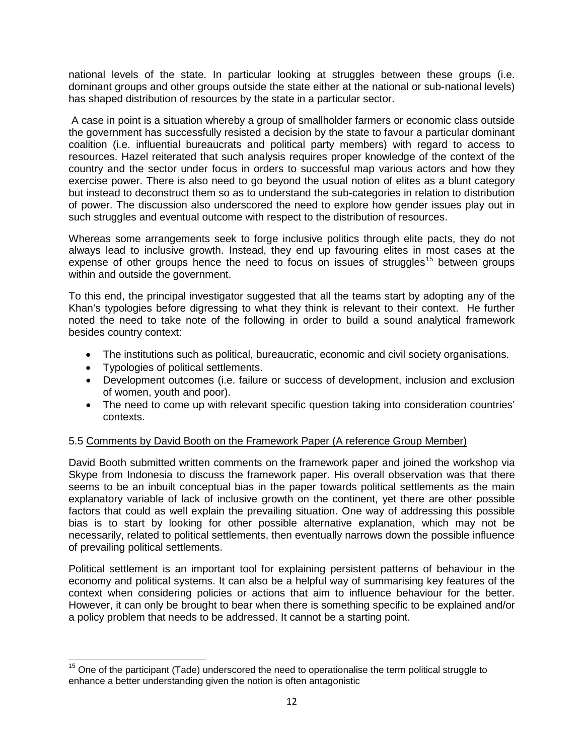national levels of the state. In particular looking at struggles between these groups (i.e. dominant groups and other groups outside the state either at the national or sub-national levels) has shaped distribution of resources by the state in a particular sector.

A case in point is a situation whereby a group of smallholder farmers or economic class outside the government has successfully resisted a decision by the state to favour a particular dominant coalition (i.e. influential bureaucrats and political party members) with regard to access to resources. Hazel reiterated that such analysis requires proper knowledge of the context of the country and the sector under focus in orders to successful map various actors and how they exercise power. There is also need to go beyond the usual notion of elites as a blunt category but instead to deconstruct them so as to understand the sub-categories in relation to distribution of power. The discussion also underscored the need to explore how gender issues play out in such struggles and eventual outcome with respect to the distribution of resources.

Whereas some arrangements seek to forge inclusive politics through elite pacts, they do not always lead to inclusive growth. Instead, they end up favouring elites in most cases at the expense of other groups hence the need to focus on issues of struggles[15] between groups within and outside the government.

To this end, the principal investigator suggested that all the teams start by adopting any of the Khan's typologies before digressing to what they think is relevant to their context. He further noted the need to take note of the following in order to build a sound analytical framework besides country context:

- The institutions such as political, bureaucratic, economic and civil society organisations.
- Typologies of political settlements.
- Development outcomes (i.e. failure or success of development, inclusion and exclusion of women, youth and poor).
- The need to come up with relevant specific question taking into consideration countries' contexts.

### 5.5 Comments by David Booth on the Framework Paper (A reference Group Member)

David Booth submitted written comments on the framework paper and joined the workshop via Skype from Indonesia to discuss the framework paper. His overall observation was that there seems to be an inbuilt conceptual bias in the paper towards political settlements as the main explanatory variable of lack of inclusive growth on the continent, yet there are other possible factors that could as well explain the prevailing situation. One way of addressing this possible bias is to start by looking for other possible alternative explanation, which may not be necessarily, related to political settlements, then eventually narrows down the possible influence of prevailing political settlements.

Political settlement is an important tool for explaining persistent patterns of behaviour in the economy and political systems. It can also be a helpful way of summarising key features of the context when considering policies or actions that aim to influence behaviour for the better. However, it can only be brought to bear when there is something specific to be explained and/or a policy problem that needs to be addressed. It cannot be a starting point.

---

[15] One of the participant (Tade) underscored the need to operationalise the term political struggle to enhance a better understanding given the notion is often antagonistic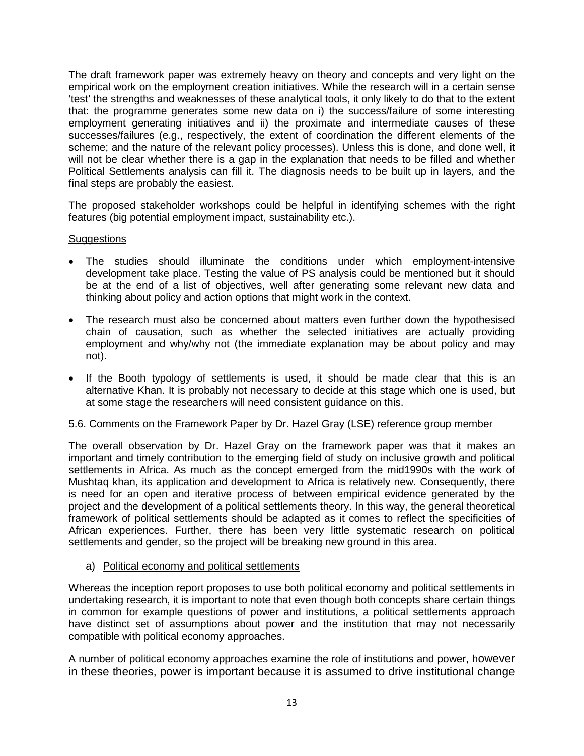The draft framework paper was extremely heavy on theory and concepts and very light on the empirical work on the employment creation initiatives. While the research will in a certain sense 'test' the strengths and weaknesses of these analytical tools, it only likely to do that to the extent that: the programme generates some new data on i) the success/failure of some interesting employment generating initiatives and ii) the proximate and intermediate causes of these successes/failures (e.g., respectively, the extent of coordination the different elements of the scheme; and the nature of the relevant policy processes). Unless this is done, and done well, it will not be clear whether there is a gap in the explanation that needs to be filled and whether Political Settlements analysis can fill it. The diagnosis needs to be built up in layers, and the final steps are probably the easiest.

The proposed stakeholder workshops could be helpful in identifying schemes with the right features (big potential employment impact, sustainability etc.).

Suggestions

- The studies should illuminate the conditions under which employment-intensive development take place. Testing the value of PS analysis could be mentioned but it should be at the end of a list of objectives, well after generating some relevant new data and thinking about policy and action options that might work in the context.
- The research must also be concerned about matters even further down the hypothesised chain of causation, such as whether the selected initiatives are actually providing employment and why/why not (the immediate explanation may be about policy and may not).
- If the Booth typology of settlements is used, it should be made clear that this is an alternative Khan. It is probably not necessary to decide at this stage which one is used, but at some stage the researchers will need consistent guidance on this.

5.6. Comments on the Framework Paper by Dr. Hazel Gray (LSE) reference group member

The overall observation by Dr. Hazel Gray on the framework paper was that it makes an important and timely contribution to the emerging field of study on inclusive growth and political settlements in Africa. As much as the concept emerged from the mid1990s with the work of Mushtaq khan, its application and development to Africa is relatively new. Consequently, there is need for an open and iterative process of between empirical evidence generated by the project and the development of a political settlements theory. In this way, the general theoretical framework of political settlements should be adapted as it comes to reflect the specificities of African experiences. Further, there has been very little systematic research on political settlements and gender, so the project will be breaking new ground in this area.

a) Political economy and political settlements

Whereas the inception report proposes to use both political economy and political settlements in undertaking research, it is important to note that even though both concepts share certain things in common for example questions of power and institutions, a political settlements approach have distinct set of assumptions about power and the institution that may not necessarily compatible with political economy approaches.

A number of political economy approaches examine the role of institutions and power, however in these theories, power is important because it is assumed to drive institutional change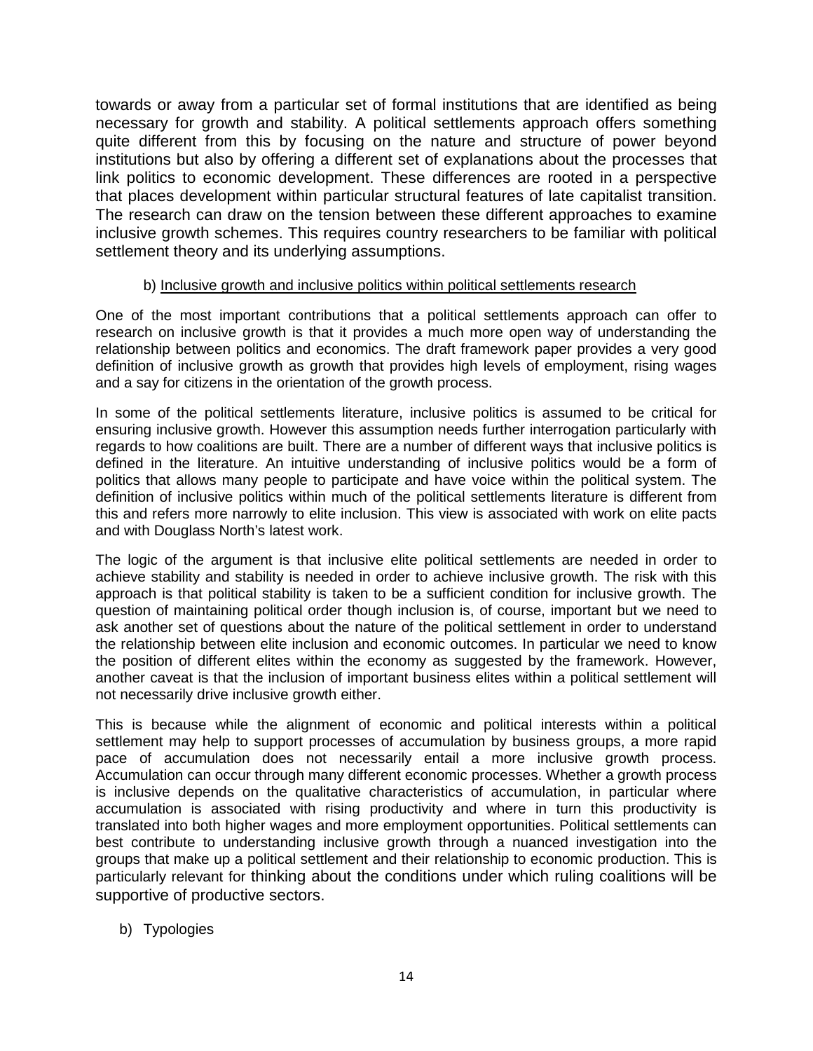towards or away from a particular set of formal institutions that are identified as being necessary for growth and stability. A political settlements approach offers something quite different from this by focusing on the nature and structure of power beyond institutions but also by offering a different set of explanations about the processes that link politics to economic development. These differences are rooted in a perspective that places development within particular structural features of late capitalist transition. The research can draw on the tension between these different approaches to examine inclusive growth schemes. This requires country researchers to be familiar with political settlement theory and its underlying assumptions.

### b) Inclusive growth and inclusive politics within political settlements research

One of the most important contributions that a political settlements approach can offer to research on inclusive growth is that it provides a much more open way of understanding the relationship between politics and economics. The draft framework paper provides a very good definition of inclusive growth as growth that provides high levels of employment, rising wages and a say for citizens in the orientation of the growth process.

In some of the political settlements literature, inclusive politics is assumed to be critical for ensuring inclusive growth. However this assumption needs further interrogation particularly with regards to how coalitions are built. There are a number of different ways that inclusive politics is defined in the literature. An intuitive understanding of inclusive politics would be a form of politics that allows many people to participate and have voice within the political system. The definition of inclusive politics within much of the political settlements literature is different from this and refers more narrowly to elite inclusion. This view is associated with work on elite pacts and with Douglass North's latest work.

The logic of the argument is that inclusive elite political settlements are needed in order to achieve stability and stability is needed in order to achieve inclusive growth. The risk with this approach is that political stability is taken to be a sufficient condition for inclusive growth. The question of maintaining political order though inclusion is, of course, important but we need to ask another set of questions about the nature of the political settlement in order to understand the relationship between elite inclusion and economic outcomes. In particular we need to know the position of different elites within the economy as suggested by the framework. However, another caveat is that the inclusion of important business elites within a political settlement will not necessarily drive inclusive growth either.

This is because while the alignment of economic and political interests within a political settlement may help to support processes of accumulation by business groups, a more rapid pace of accumulation does not necessarily entail a more inclusive growth process. Accumulation can occur through many different economic processes. Whether a growth process is inclusive depends on the qualitative characteristics of accumulation, in particular where accumulation is associated with rising productivity and where in turn this productivity is translated into both higher wages and more employment opportunities. Political settlements can best contribute to understanding inclusive growth through a nuanced investigation into the groups that make up a political settlement and their relationship to economic production. This is particularly relevant for thinking about the conditions under which ruling coalitions will be supportive of productive sectors.

### b) Typologies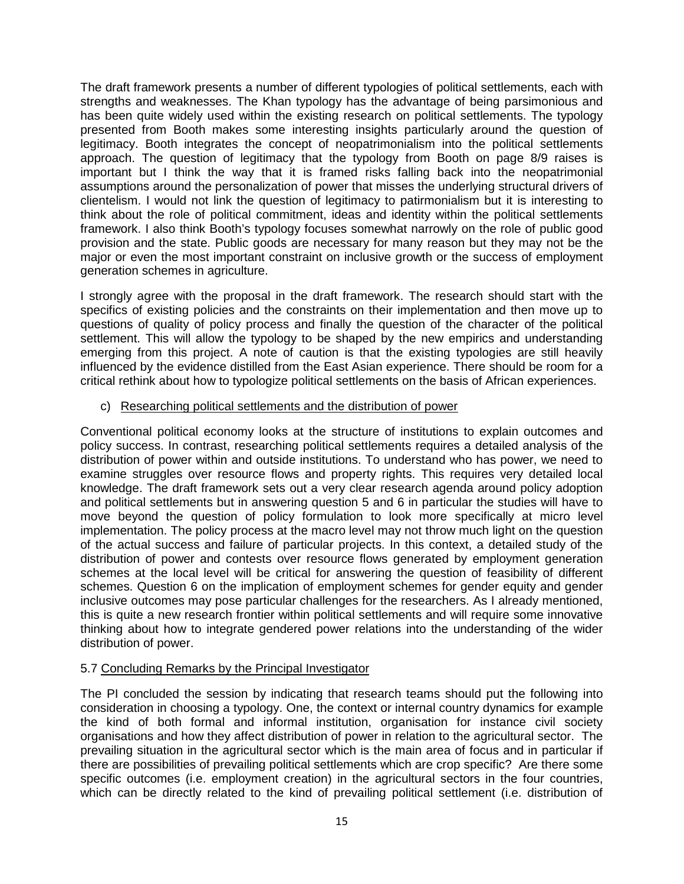The draft framework presents a number of different typologies of political settlements, each with strengths and weaknesses. The Khan typology has the advantage of being parsimonious and has been quite widely used within the existing research on political settlements. The typology presented from Booth makes some interesting insights particularly around the question of legitimacy. Booth integrates the concept of neopatrimonialism into the political settlements approach. The question of legitimacy that the typology from Booth on page 8/9 raises is important but I think the way that it is framed risks falling back into the neopatrimonial assumptions around the personalization of power that misses the underlying structural drivers of clientelism. I would not link the question of legitimacy to patirmonialism but it is interesting to think about the role of political commitment, ideas and identity within the political settlements framework. I also think Booth's typology focuses somewhat narrowly on the role of public good provision and the state. Public goods are necessary for many reason but they may not be the major or even the most important constraint on inclusive growth or the success of employment generation schemes in agriculture.

I strongly agree with the proposal in the draft framework. The research should start with the specifics of existing policies and the constraints on their implementation and then move up to questions of quality of policy process and finally the question of the character of the political settlement. This will allow the typology to be shaped by the new empirics and understanding emerging from this project. A note of caution is that the existing typologies are still heavily influenced by the evidence distilled from the East Asian experience. There should be room for a critical rethink about how to typologize political settlements on the basis of African experiences.

c) Researching political settlements and the distribution of power

Conventional political economy looks at the structure of institutions to explain outcomes and policy success. In contrast, researching political settlements requires a detailed analysis of the distribution of power within and outside institutions. To understand who has power, we need to examine struggles over resource flows and property rights. This requires very detailed local knowledge. The draft framework sets out a very clear research agenda around policy adoption and political settlements but in answering question 5 and 6 in particular the studies will have to move beyond the question of policy formulation to look more specifically at micro level implementation. The policy process at the macro level may not throw much light on the question of the actual success and failure of particular projects. In this context, a detailed study of the distribution of power and contests over resource flows generated by employment generation schemes at the local level will be critical for answering the question of feasibility of different schemes. Question 6 on the implication of employment schemes for gender equity and gender inclusive outcomes may pose particular challenges for the researchers. As I already mentioned, this is quite a new research frontier within political settlements and will require some innovative thinking about how to integrate gendered power relations into the understanding of the wider distribution of power.

### 5.7 Concluding Remarks by the Principal Investigator

The PI concluded the session by indicating that research teams should put the following into consideration in choosing a typology. One, the context or internal country dynamics for example the kind of both formal and informal institution, organisation for instance civil society organisations and how they affect distribution of power in relation to the agricultural sector. The prevailing situation in the agricultural sector which is the main area of focus and in particular if there are possibilities of prevailing political settlements which are crop specific? Are there some specific outcomes (i.e. employment creation) in the agricultural sectors in the four countries, which can be directly related to the kind of prevailing political settlement (i.e. distribution of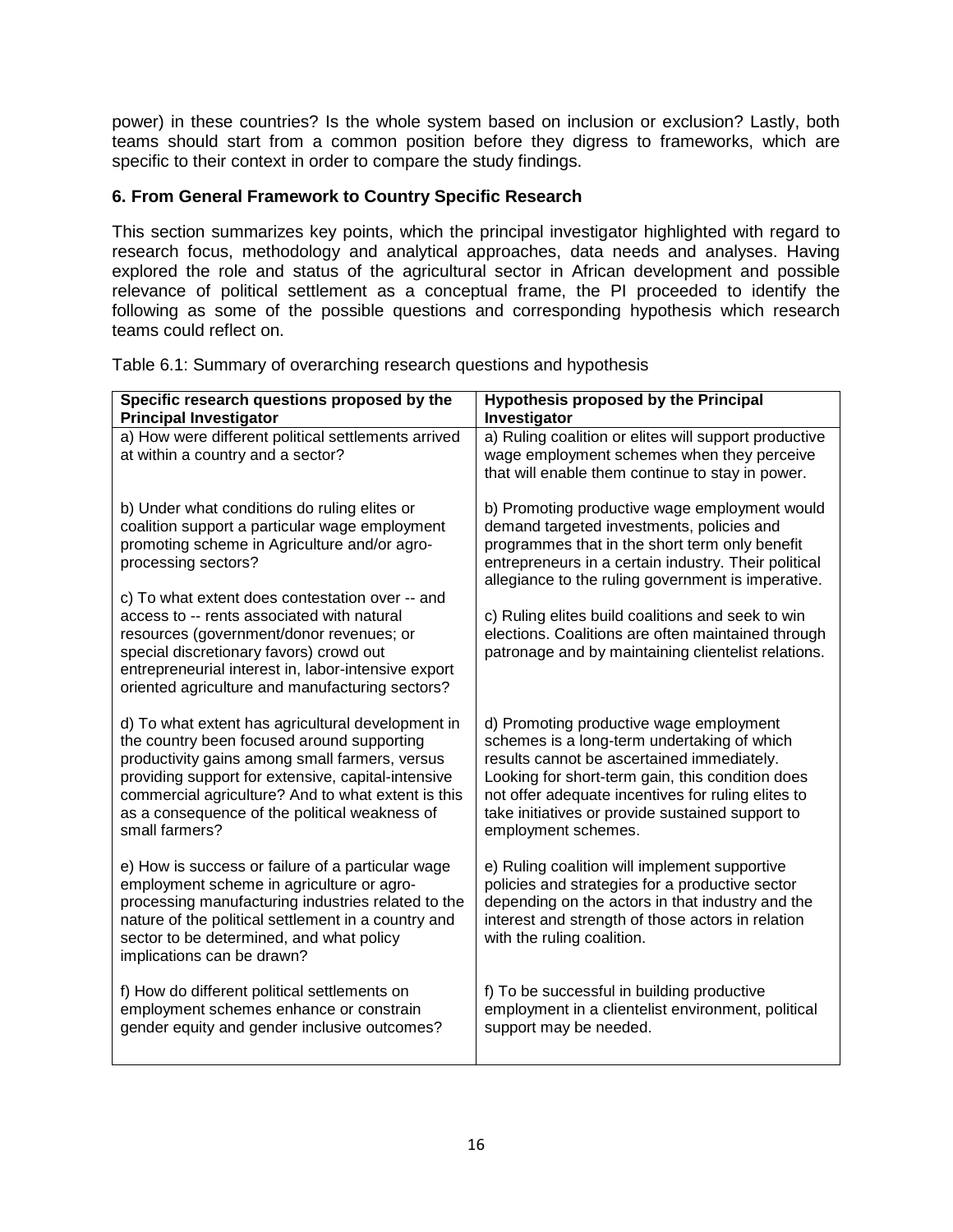power) in these countries? Is the whole system based on inclusion or exclusion? Lastly, both teams should start from a common position before they digress to frameworks, which are specific to their context in order to compare the study findings.

### 6. From General Framework to Country Specific Research

This section summarizes key points, which the principal investigator highlighted with regard to research focus, methodology and analytical approaches, data needs and analyses. Having explored the role and status of the agricultural sector in African development and possible relevance of political settlement as a conceptual frame, the PI proceeded to identify the following as some of the possible questions and corresponding hypothesis which research teams could reflect on.

Table 6.1: Summary of overarching research questions and hypothesis

| Specific research questions proposed by the Principal Investigator | Hypothesis proposed by the Principal Investigator |
|---|---|
| a) How were different political settlements arrived at within a country and a sector? | a) Ruling coalition or elites will support productive wage employment schemes when they perceive that will enable them continue to stay in power. |
| b) Under what conditions do ruling elites or coalition support a particular wage employment promoting scheme in Agriculture and/or agro-processing sectors? | b) Promoting productive wage employment would demand targeted investments, policies and programmes that in the short term only benefit entrepreneurs in a certain industry. Their political allegiance to the ruling government is imperative. |
| c) To what extent does contestation over -- and access to -- rents associated with natural resources (government/donor revenues; or special discretionary favors) crowd out entrepreneurial interest in, labor-intensive export oriented agriculture and manufacturing sectors? | c) Ruling elites build coalitions and seek to win elections. Coalitions are often maintained through patronage and by maintaining clientelist relations. |
| d) To what extent has agricultural development in the country been focused around supporting productivity gains among small farmers, versus providing support for extensive, capital-intensive commercial agriculture? And to what extent is this as a consequence of the political weakness of small farmers? | d) Promoting productive wage employment schemes is a long-term undertaking of which results cannot be ascertained immediately. Looking for short-term gain, this condition does not offer adequate incentives for ruling elites to take initiatives or provide sustained support to employment schemes. |
| e) How is success or failure of a particular wage employment scheme in agriculture or agro-processing manufacturing industries related to the nature of the political settlement in a country and sector to be determined, and what policy implications can be drawn? | e) Ruling coalition will implement supportive policies and strategies for a productive sector depending on the actors in that industry and the interest and strength of those actors in relation with the ruling coalition. |
| f) How do different political settlements on employment schemes enhance or constrain gender equity and gender inclusive outcomes? | f) To be successful in building productive employment in a clientelist environment, political support may be needed. |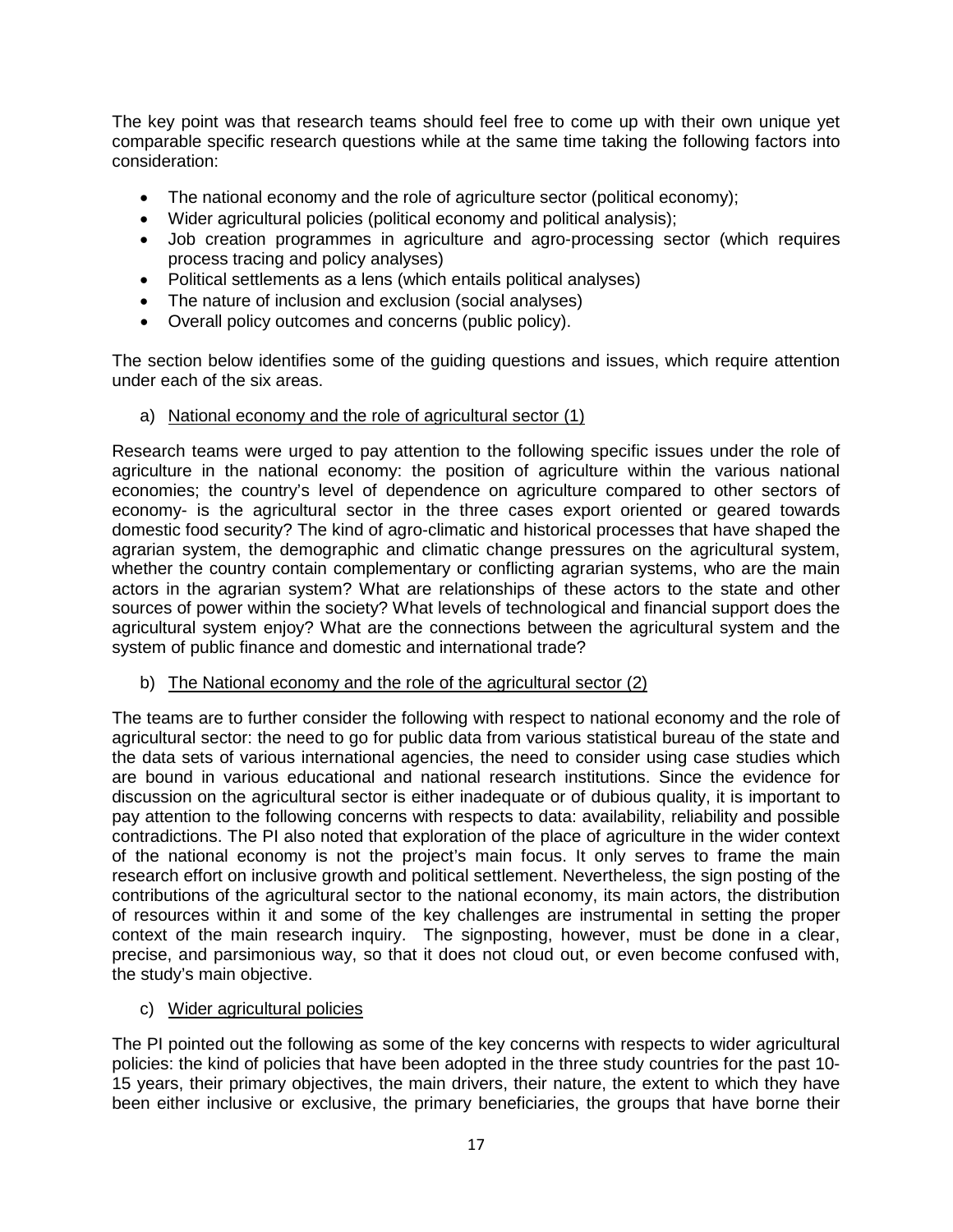The key point was that research teams should feel free to come up with their own unique yet comparable specific research questions while at the same time taking the following factors into consideration:

- The national economy and the role of agriculture sector (political economy);
- Wider agricultural policies (political economy and political analysis);
- Job creation programmes in agriculture and agro-processing sector (which requires process tracing and policy analyses)
- Political settlements as a lens (which entails political analyses)
- The nature of inclusion and exclusion (social analyses)
- Overall policy outcomes and concerns (public policy).

The section below identifies some of the guiding questions and issues, which require attention under each of the six areas.

a) National economy and the role of agricultural sector (1)

Research teams were urged to pay attention to the following specific issues under the role of agriculture in the national economy: the position of agriculture within the various national economies; the country's level of dependence on agriculture compared to other sectors of economy- is the agricultural sector in the three cases export oriented or geared towards domestic food security? The kind of agro-climatic and historical processes that have shaped the agrarian system, the demographic and climatic change pressures on the agricultural system, whether the country contain complementary or conflicting agrarian systems, who are the main actors in the agrarian system? What are relationships of these actors to the state and other sources of power within the society? What levels of technological and financial support does the agricultural system enjoy? What are the connections between the agricultural system and the system of public finance and domestic and international trade?

b) The National economy and the role of the agricultural sector (2)

The teams are to further consider the following with respect to national economy and the role of agricultural sector: the need to go for public data from various statistical bureau of the state and the data sets of various international agencies, the need to consider using case studies which are bound in various educational and national research institutions. Since the evidence for discussion on the agricultural sector is either inadequate or of dubious quality, it is important to pay attention to the following concerns with respects to data: availability, reliability and possible contradictions. The PI also noted that exploration of the place of agriculture in the wider context of the national economy is not the project's main focus. It only serves to frame the main research effort on inclusive growth and political settlement. Nevertheless, the sign posting of the contributions of the agricultural sector to the national economy, its main actors, the distribution of resources within it and some of the key challenges are instrumental in setting the proper context of the main research inquiry. The signposting, however, must be done in a clear, precise, and parsimonious way, so that it does not cloud out, or even become confused with, the study's main objective.

c) Wider agricultural policies

The PI pointed out the following as some of the key concerns with respects to wider agricultural policies: the kind of policies that have been adopted in the three study countries for the past 10-15 years, their primary objectives, the main drivers, their nature, the extent to which they have been either inclusive or exclusive, the primary beneficiaries, the groups that have borne their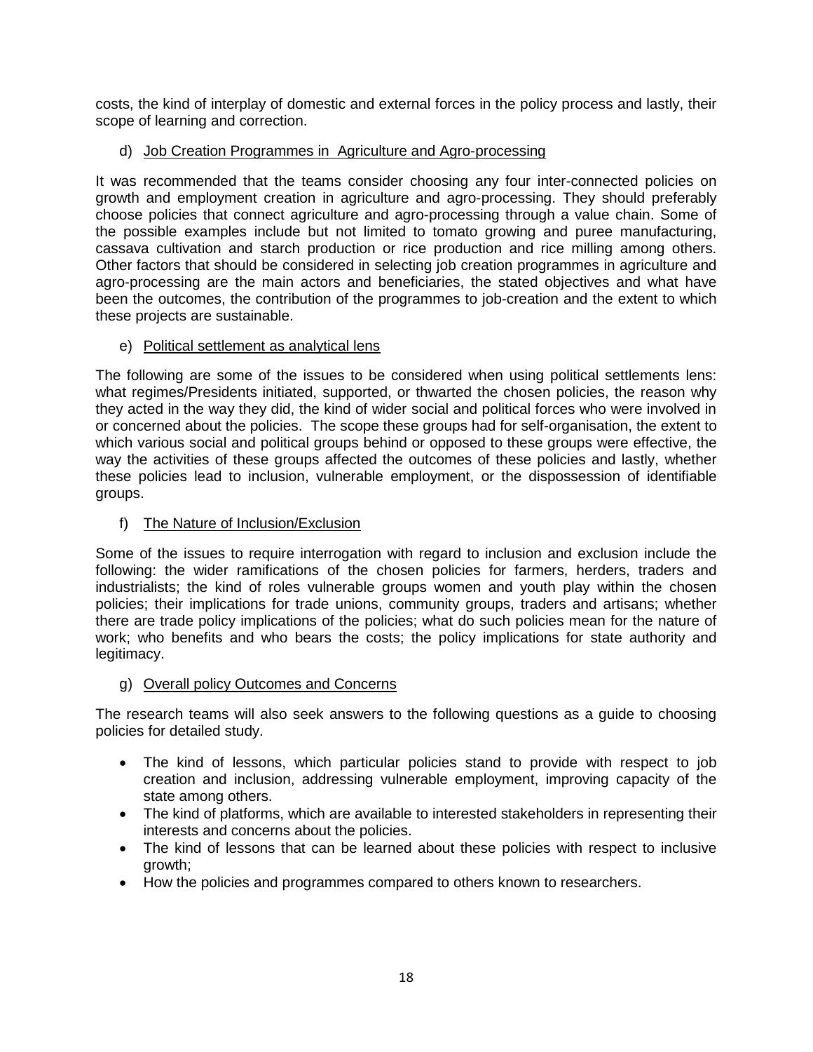costs, the kind of interplay of domestic and external forces in the policy process and lastly, their scope of learning and correction.

d) Job Creation Programmes in Agriculture and Agro-processing

It was recommended that the teams consider choosing any four inter-connected policies on growth and employment creation in agriculture and agro-processing. They should preferably choose policies that connect agriculture and agro-processing through a value chain. Some of the possible examples include but not limited to tomato growing and puree manufacturing, cassava cultivation and starch production or rice production and rice milling among others. Other factors that should be considered in selecting job creation programmes in agriculture and agro-processing are the main actors and beneficiaries, the stated objectives and what have been the outcomes, the contribution of the programmes to job-creation and the extent to which these projects are sustainable.

e) Political settlement as analytical lens

The following are some of the issues to be considered when using political settlements lens: what regimes/Presidents initiated, supported, or thwarted the chosen policies, the reason why they acted in the way they did, the kind of wider social and political forces who were involved in or concerned about the policies. The scope these groups had for self-organisation, the extent to which various social and political groups behind or opposed to these groups were effective, the way the activities of these groups affected the outcomes of these policies and lastly, whether these policies lead to inclusion, vulnerable employment, or the dispossession of identifiable groups.

f) The Nature of Inclusion/Exclusion

Some of the issues to require interrogation with regard to inclusion and exclusion include the following: the wider ramifications of the chosen policies for farmers, herders, traders and industrialists; the kind of roles vulnerable groups women and youth play within the chosen policies; their implications for trade unions, community groups, traders and artisans; whether there are trade policy implications of the policies; what do such policies mean for the nature of work; who benefits and who bears the costs; the policy implications for state authority and legitimacy.

g) Overall policy Outcomes and Concerns

The research teams will also seek answers to the following questions as a guide to choosing policies for detailed study.

- The kind of lessons, which particular policies stand to provide with respect to job creation and inclusion, addressing vulnerable employment, improving capacity of the state among others.
- The kind of platforms, which are available to interested stakeholders in representing their interests and concerns about the policies.
- The kind of lessons that can be learned about these policies with respect to inclusive growth;
- How the policies and programmes compared to others known to researchers.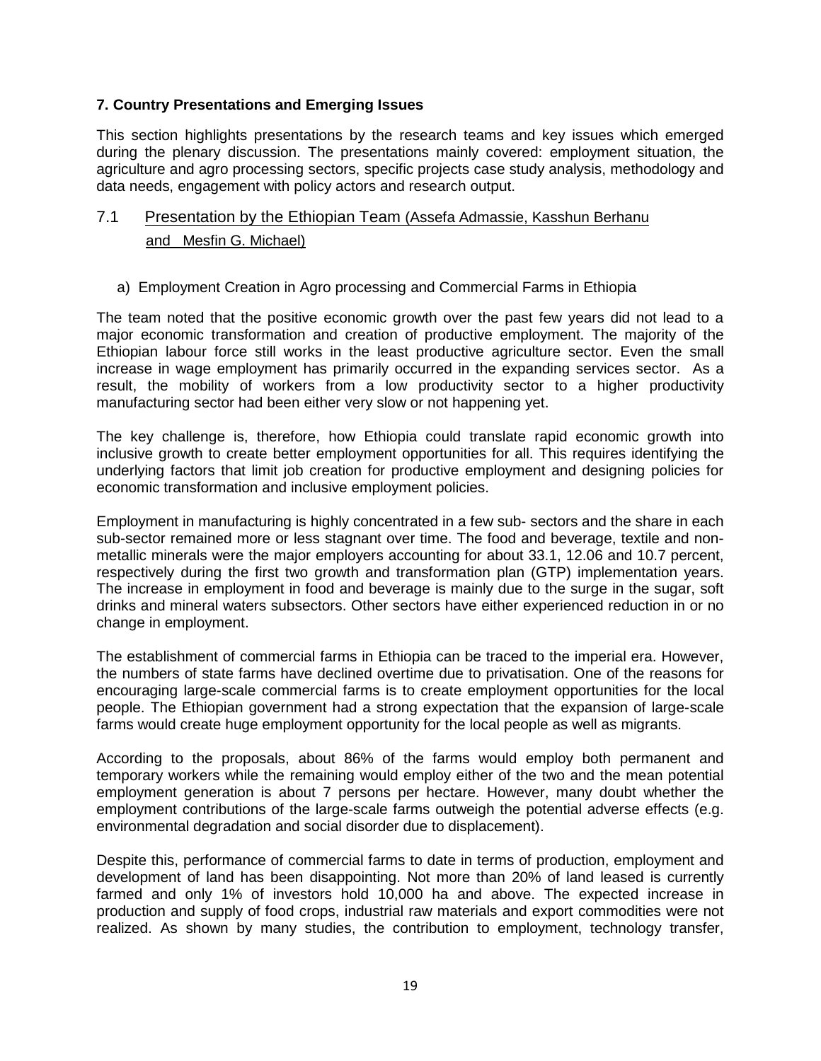## 7. Country Presentations and Emerging Issues

This section highlights presentations by the research teams and key issues which emerged during the plenary discussion. The presentations mainly covered: employment situation, the agriculture and agro processing sectors, specific projects case study analysis, methodology and data needs, engagement with policy actors and research output.

### 7.1 Presentation by the Ethiopian Team (Assefa Admassie, Kasshun Berhanu and Mesfin G. Michael)

a) Employment Creation in Agro processing and Commercial Farms in Ethiopia

The team noted that the positive economic growth over the past few years did not lead to a major economic transformation and creation of productive employment. The majority of the Ethiopian labour force still works in the least productive agriculture sector. Even the small increase in wage employment has primarily occurred in the expanding services sector. As a result, the mobility of workers from a low productivity sector to a higher productivity manufacturing sector had been either very slow or not happening yet.

The key challenge is, therefore, how Ethiopia could translate rapid economic growth into inclusive growth to create better employment opportunities for all. This requires identifying the underlying factors that limit job creation for productive employment and designing policies for economic transformation and inclusive employment policies.

Employment in manufacturing is highly concentrated in a few sub- sectors and the share in each sub-sector remained more or less stagnant over time. The food and beverage, textile and non-metallic minerals were the major employers accounting for about 33.1, 12.06 and 10.7 percent, respectively during the first two growth and transformation plan (GTP) implementation years. The increase in employment in food and beverage is mainly due to the surge in the sugar, soft drinks and mineral waters subsectors. Other sectors have either experienced reduction in or no change in employment.

The establishment of commercial farms in Ethiopia can be traced to the imperial era. However, the numbers of state farms have declined overtime due to privatisation. One of the reasons for encouraging large-scale commercial farms is to create employment opportunities for the local people. The Ethiopian government had a strong expectation that the expansion of large-scale farms would create huge employment opportunity for the local people as well as migrants.

According to the proposals, about 86% of the farms would employ both permanent and temporary workers while the remaining would employ either of the two and the mean potential employment generation is about 7 persons per hectare. However, many doubt whether the employment contributions of the large-scale farms outweigh the potential adverse effects (e.g. environmental degradation and social disorder due to displacement).

Despite this, performance of commercial farms to date in terms of production, employment and development of land has been disappointing. Not more than 20% of land leased is currently farmed and only 1% of investors hold 10,000 ha and above. The expected increase in production and supply of food crops, industrial raw materials and export commodities were not realized. As shown by many studies, the contribution to employment, technology transfer,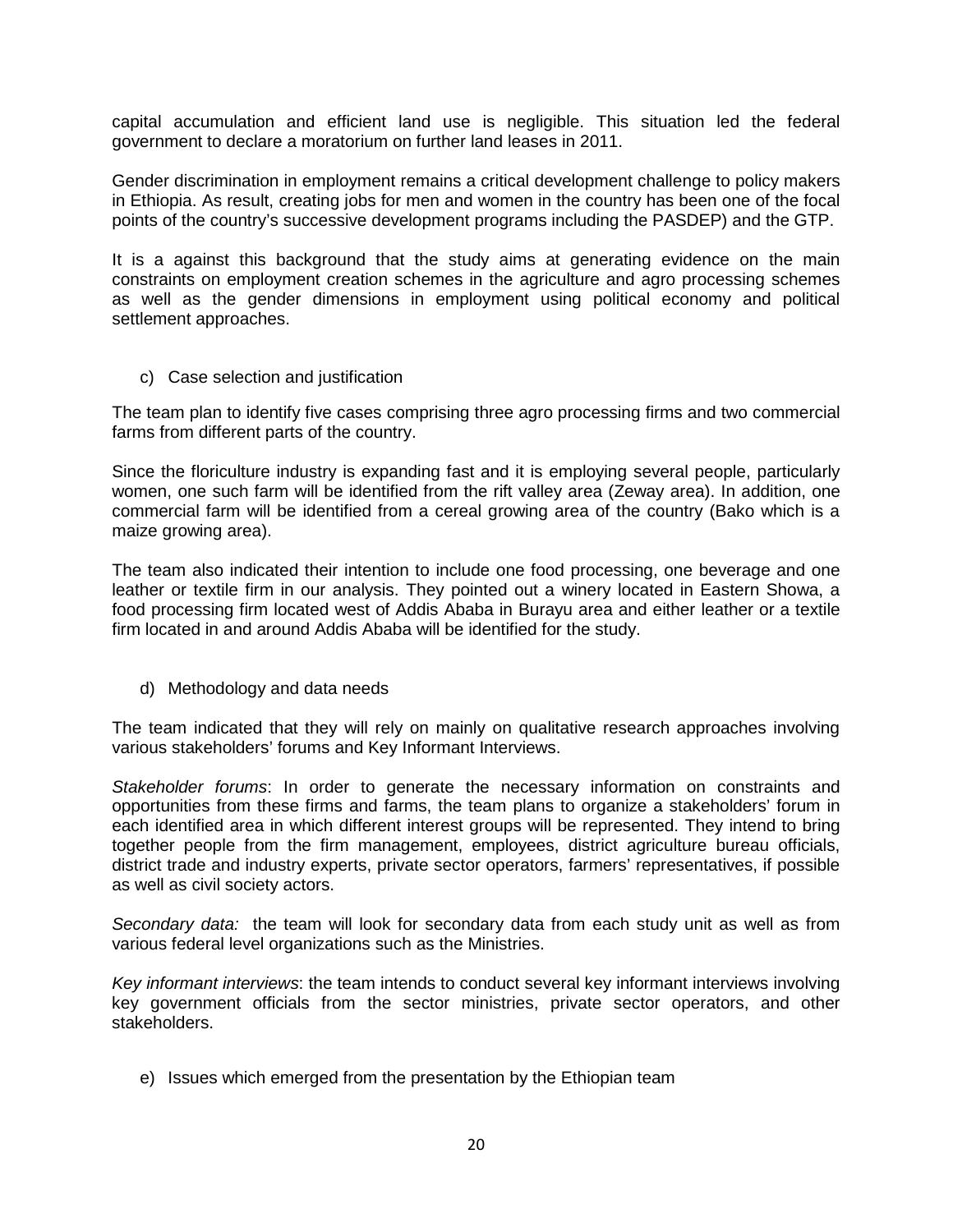capital accumulation and efficient land use is negligible. This situation led the federal government to declare a moratorium on further land leases in 2011.

Gender discrimination in employment remains a critical development challenge to policy makers in Ethiopia. As result, creating jobs for men and women in the country has been one of the focal points of the country's successive development programs including the PASDEP) and the GTP.

It is a against this background that the study aims at generating evidence on the main constraints on employment creation schemes in the agriculture and agro processing schemes as well as the gender dimensions in employment using political economy and political settlement approaches.

c) Case selection and justification

The team plan to identify five cases comprising three agro processing firms and two commercial farms from different parts of the country.

Since the floriculture industry is expanding fast and it is employing several people, particularly women, one such farm will be identified from the rift valley area (Zeway area). In addition, one commercial farm will be identified from a cereal growing area of the country (Bako which is a maize growing area).

The team also indicated their intention to include one food processing, one beverage and one leather or textile firm in our analysis. They pointed out a winery located in Eastern Showa, a food processing firm located west of Addis Ababa in Burayu area and either leather or a textile firm located in and around Addis Ababa will be identified for the study.

d) Methodology and data needs

The team indicated that they will rely on mainly on qualitative research approaches involving various stakeholders' forums and Key Informant Interviews.

*Stakeholder forums*: In order to generate the necessary information on constraints and opportunities from these firms and farms, the team plans to organize a stakeholders' forum in each identified area in which different interest groups will be represented. They intend to bring together people from the firm management, employees, district agriculture bureau officials, district trade and industry experts, private sector operators, farmers' representatives, if possible as well as civil society actors.

*Secondary data:* the team will look for secondary data from each study unit as well as from various federal level organizations such as the Ministries.

*Key informant interviews*: the team intends to conduct several key informant interviews involving key government officials from the sector ministries, private sector operators, and other stakeholders.

e) Issues which emerged from the presentation by the Ethiopian team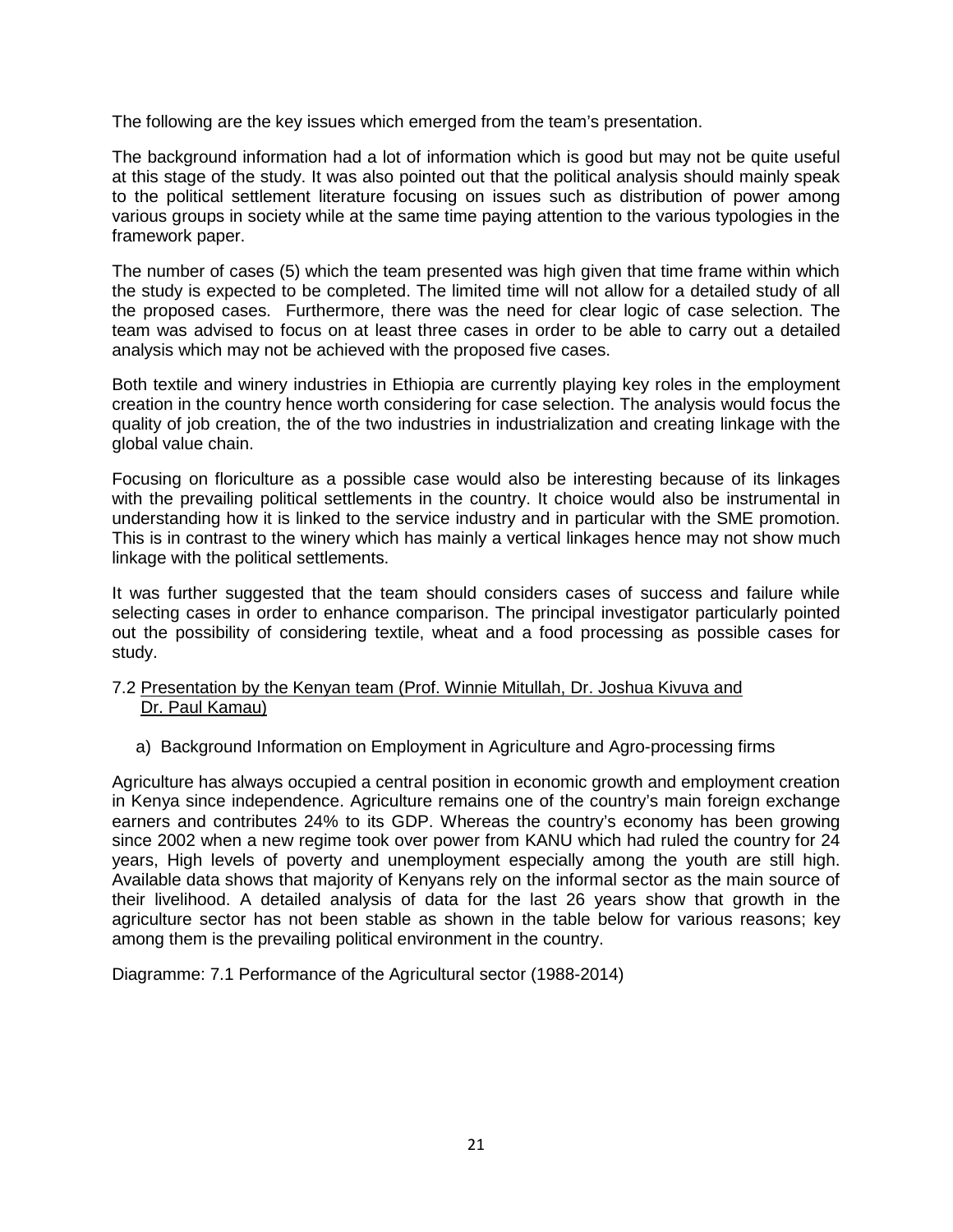The following are the key issues which emerged from the team's presentation.

The background information had a lot of information which is good but may not be quite useful at this stage of the study. It was also pointed out that the political analysis should mainly speak to the political settlement literature focusing on issues such as distribution of power among various groups in society while at the same time paying attention to the various typologies in the framework paper.

The number of cases (5) which the team presented was high given that time frame within which the study is expected to be completed. The limited time will not allow for a detailed study of all the proposed cases. Furthermore, there was the need for clear logic of case selection. The team was advised to focus on at least three cases in order to be able to carry out a detailed analysis which may not be achieved with the proposed five cases.

Both textile and winery industries in Ethiopia are currently playing key roles in the employment creation in the country hence worth considering for case selection. The analysis would focus the quality of job creation, the of the two industries in industrialization and creating linkage with the global value chain.

Focusing on floriculture as a possible case would also be interesting because of its linkages with the prevailing political settlements in the country. It choice would also be instrumental in understanding how it is linked to the service industry and in particular with the SME promotion. This is in contrast to the winery which has mainly a vertical linkages hence may not show much linkage with the political settlements.

It was further suggested that the team should considers cases of success and failure while selecting cases in order to enhance comparison. The principal investigator particularly pointed out the possibility of considering textile, wheat and a food processing as possible cases for study.

## 7.2 Presentation by the Kenyan team (Prof. Winnie Mitullah, Dr. Joshua Kivuva and Dr. Paul Kamau)

### a) Background Information on Employment in Agriculture and Agro-processing firms

Agriculture has always occupied a central position in economic growth and employment creation in Kenya since independence. Agriculture remains one of the country's main foreign exchange earners and contributes 24% to its GDP. Whereas the country's economy has been growing since 2002 when a new regime took over power from KANU which had ruled the country for 24 years, High levels of poverty and unemployment especially among the youth are still high. Available data shows that majority of Kenyans rely on the informal sector as the main source of their livelihood. A detailed analysis of data for the last 26 years show that growth in the agriculture sector has not been stable as shown in the table below for various reasons; key among them is the prevailing political environment in the country.

Diagramme: 7.1 Performance of the Agricultural sector (1988-2014)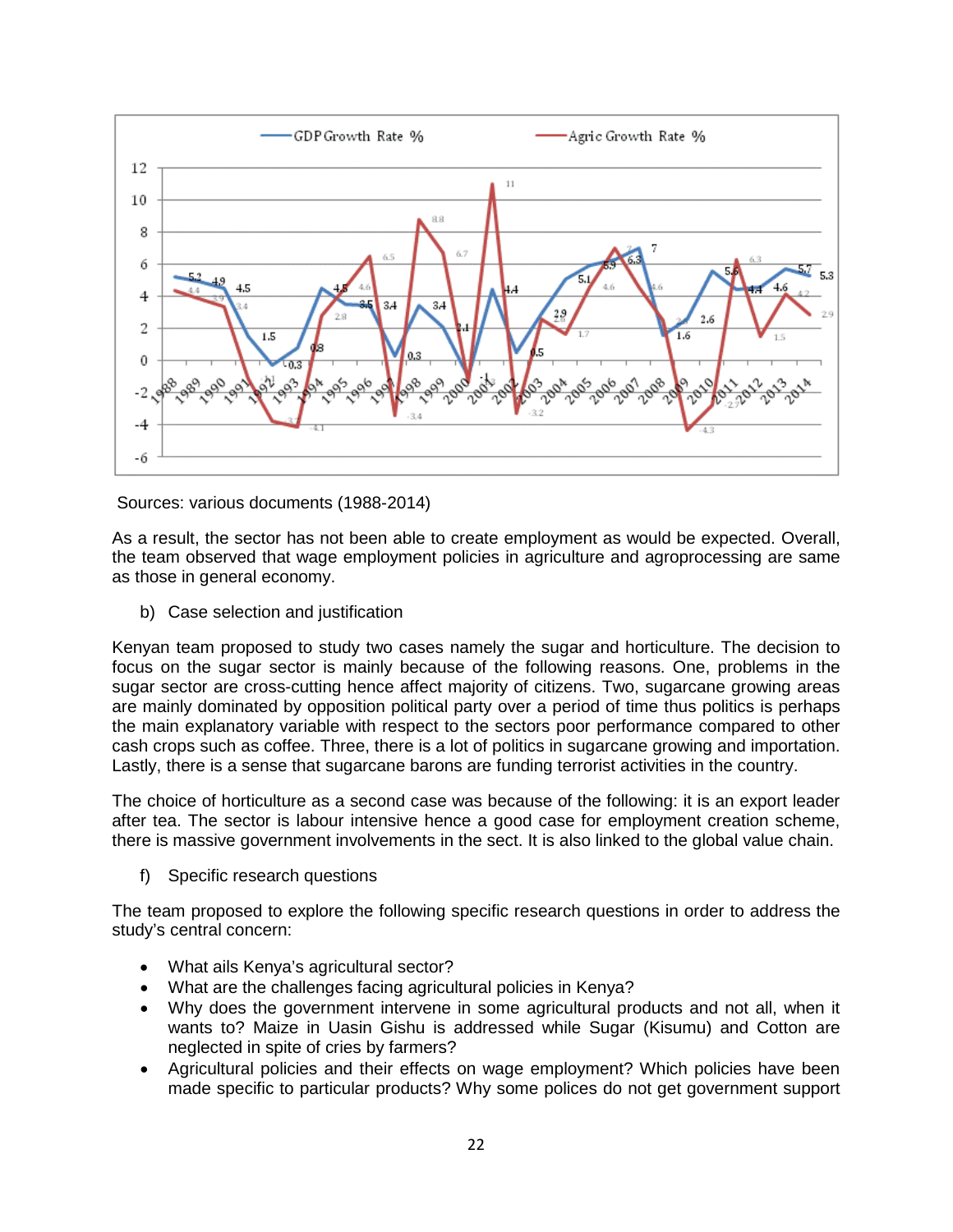Sources: various documents (1988-2014)

As a result, the sector has not been able to create employment as would be expected. Overall, the team observed that wage employment policies in agriculture and agroprocessing are same as those in general economy.

b) Case selection and justification

Kenyan team proposed to study two cases namely the sugar and horticulture. The decision to focus on the sugar sector is mainly because of the following reasons. One, problems in the sugar sector are cross-cutting hence affect majority of citizens. Two, sugarcane growing areas are mainly dominated by opposition political party over a period of time thus politics is perhaps the main explanatory variable with respect to the sectors poor performance compared to other cash crops such as coffee. Three, there is a lot of politics in sugarcane growing and importation. Lastly, there is a sense that sugarcane barons are funding terrorist activities in the country.

The choice of horticulture as a second case was because of the following: it is an export leader after tea. The sector is labour intensive hence a good case for employment creation scheme, there is massive government involvements in the sect. It is also linked to the global value chain.

f) Specific research questions

The team proposed to explore the following specific research questions in order to address the study's central concern:

- What ails Kenya's agricultural sector?
- What are the challenges facing agricultural policies in Kenya?
- Why does the government intervene in some agricultural products and not all, when it wants to? Maize in Uasin Gishu is addressed while Sugar (Kisumu) and Cotton are neglected in spite of cries by farmers?
- Agricultural policies and their effects on wage employment? Which policies have been made specific to particular products? Why some polices do not get government support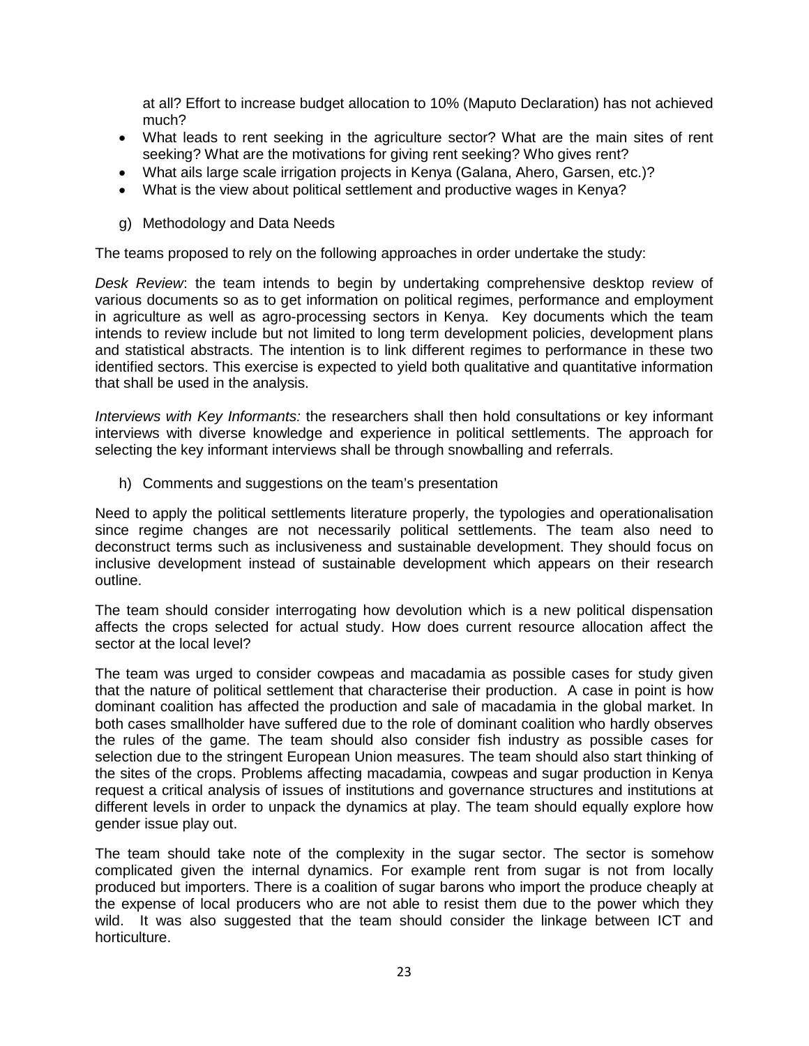at all? Effort to increase budget allocation to 10% (Maputo Declaration) has not achieved much?

- What leads to rent seeking in the agriculture sector? What are the main sites of rent seeking? What are the motivations for giving rent seeking? Who gives rent?
- What ails large scale irrigation projects in Kenya (Galana, Ahero, Garsen, etc.)?
- What is the view about political settlement and productive wages in Kenya?

g) Methodology and Data Needs

The teams proposed to rely on the following approaches in order undertake the study:

*Desk Review*: the team intends to begin by undertaking comprehensive desktop review of various documents so as to get information on political regimes, performance and employment in agriculture as well as agro-processing sectors in Kenya. Key documents which the team intends to review include but not limited to long term development policies, development plans and statistical abstracts. The intention is to link different regimes to performance in these two identified sectors. This exercise is expected to yield both qualitative and quantitative information that shall be used in the analysis.

*Interviews with Key Informants:* the researchers shall then hold consultations or key informant interviews with diverse knowledge and experience in political settlements. The approach for selecting the key informant interviews shall be through snowballing and referrals.

h) Comments and suggestions on the team's presentation

Need to apply the political settlements literature properly, the typologies and operationalisation since regime changes are not necessarily political settlements. The team also need to deconstruct terms such as inclusiveness and sustainable development. They should focus on inclusive development instead of sustainable development which appears on their research outline.

The team should consider interrogating how devolution which is a new political dispensation affects the crops selected for actual study. How does current resource allocation affect the sector at the local level?

The team was urged to consider cowpeas and macadamia as possible cases for study given that the nature of political settlement that characterise their production. A case in point is how dominant coalition has affected the production and sale of macadamia in the global market. In both cases smallholder have suffered due to the role of dominant coalition who hardly observes the rules of the game. The team should also consider fish industry as possible cases for selection due to the stringent European Union measures. The team should also start thinking of the sites of the crops. Problems affecting macadamia, cowpeas and sugar production in Kenya request a critical analysis of issues of institutions and governance structures and institutions at different levels in order to unpack the dynamics at play. The team should equally explore how gender issue play out.

The team should take note of the complexity in the sugar sector. The sector is somehow complicated given the internal dynamics. For example rent from sugar is not from locally produced but importers. There is a coalition of sugar barons who import the produce cheaply at the expense of local producers who are not able to resist them due to the power which they wild. It was also suggested that the team should consider the linkage between ICT and horticulture.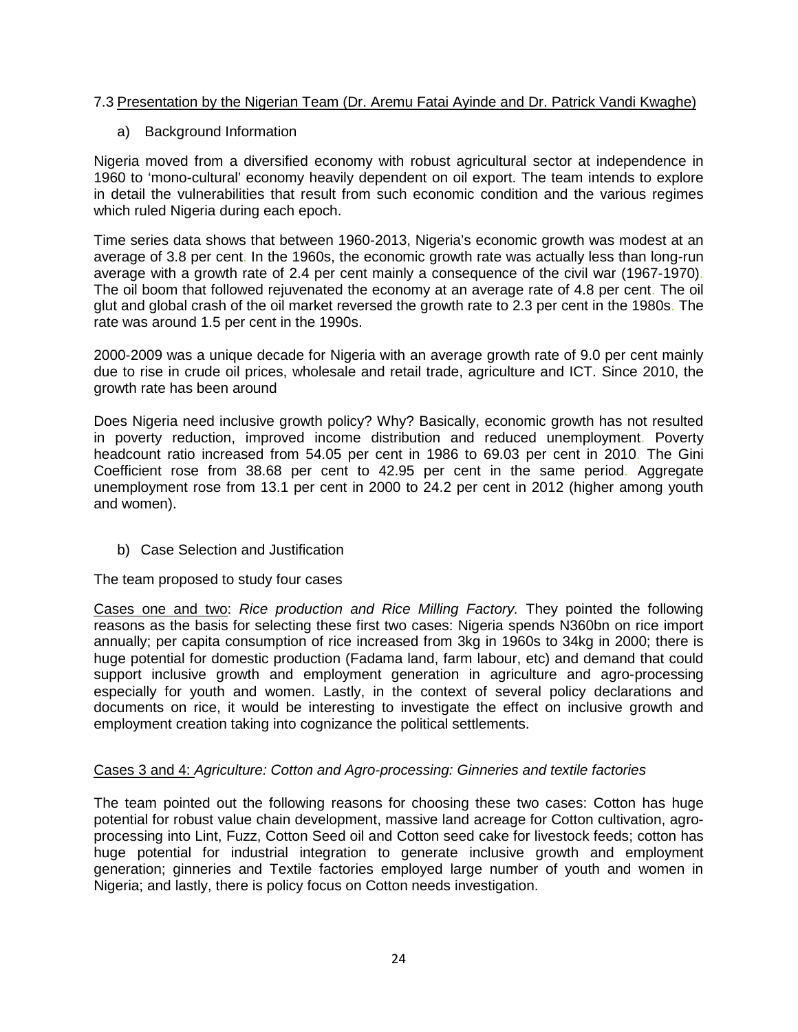### 7.3 Presentation by the Nigerian Team (Dr. Aremu Fatai Ayinde and Dr. Patrick Vandi Kwaghe)

a) Background Information

Nigeria moved from a diversified economy with robust agricultural sector at independence in 1960 to 'mono-cultural' economy heavily dependent on oil export. The team intends to explore in detail the vulnerabilities that result from such economic condition and the various regimes which ruled Nigeria during each epoch.

Time series data shows that between 1960-2013, Nigeria's economic growth was modest at an average of 3.8 per cent. In the 1960s, the economic growth rate was actually less than long-run average with a growth rate of 2.4 per cent mainly a consequence of the civil war (1967-1970). The oil boom that followed rejuvenated the economy at an average rate of 4.8 per cent. The oil glut and global crash of the oil market reversed the growth rate to 2.3 per cent in the 1980s. The rate was around 1.5 per cent in the 1990s.

2000-2009 was a unique decade for Nigeria with an average growth rate of 9.0 per cent mainly due to rise in crude oil prices, wholesale and retail trade, agriculture and ICT. Since 2010, the growth rate has been around

Does Nigeria need inclusive growth policy? Why? Basically, economic growth has not resulted in poverty reduction, improved income distribution and reduced unemployment. Poverty headcount ratio increased from 54.05 per cent in 1986 to 69.03 per cent in 2010. The Gini Coefficient rose from 38.68 per cent to 42.95 per cent in the same period. Aggregate unemployment rose from 13.1 per cent in 2000 to 24.2 per cent in 2012 (higher among youth and women).

b) Case Selection and Justification

The team proposed to study four cases

Cases one and two: *Rice production and Rice Milling Factory.* They pointed the following reasons as the basis for selecting these first two cases: Nigeria spends N360bn on rice import annually; per capita consumption of rice increased from 3kg in 1960s to 34kg in 2000; there is huge potential for domestic production (Fadama land, farm labour, etc) and demand that could support inclusive growth and employment generation in agriculture and agro-processing especially for youth and women. Lastly, in the context of several policy declarations and documents on rice, it would be interesting to investigate the effect on inclusive growth and employment creation taking into cognizance the political settlements.

Cases 3 and 4: *Agriculture: Cotton and Agro-processing: Ginneries and textile factories*

The team pointed out the following reasons for choosing these two cases: Cotton has huge potential for robust value chain development, massive land acreage for Cotton cultivation, agro-processing into Lint, Fuzz, Cotton Seed oil and Cotton seed cake for livestock feeds; cotton has huge potential for industrial integration to generate inclusive growth and employment generation; ginneries and Textile factories employed large number of youth and women in Nigeria; and lastly, there is policy focus on Cotton needs investigation.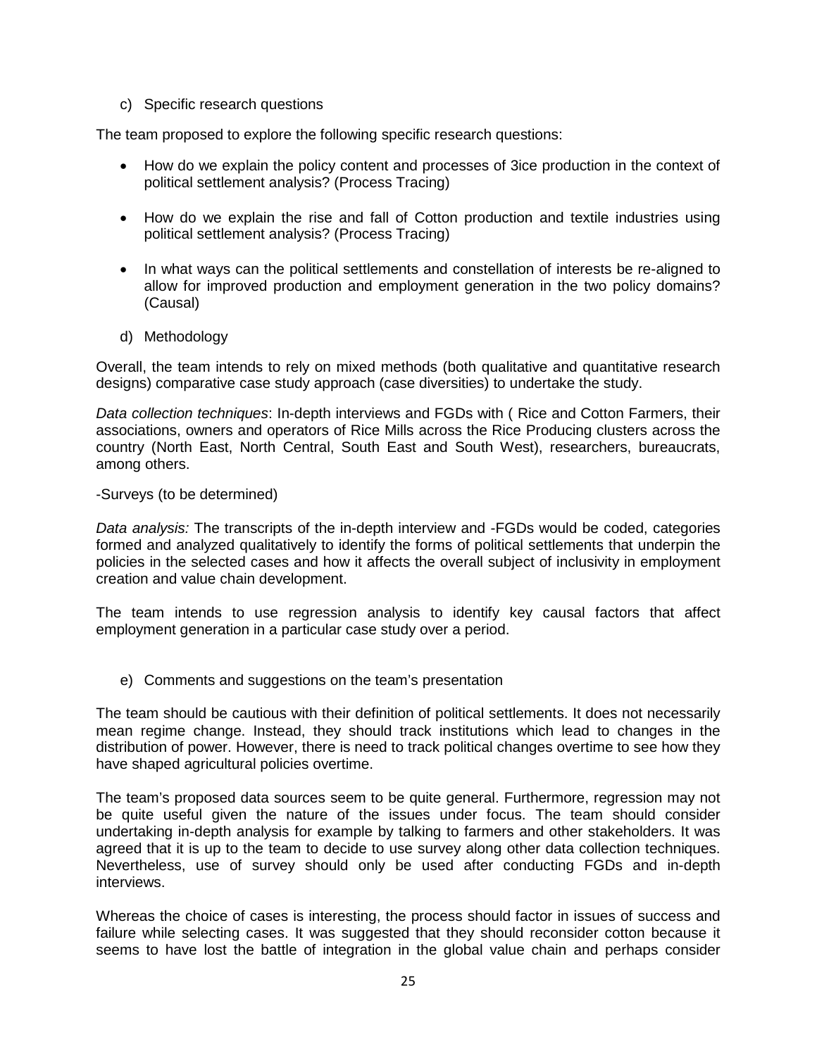c) Specific research questions

The team proposed to explore the following specific research questions:

- How do we explain the policy content and processes of 3ice production in the context of political settlement analysis? (Process Tracing)

- How do we explain the rise and fall of Cotton production and textile industries using political settlement analysis? (Process Tracing)

- In what ways can the political settlements and constellation of interests be re-aligned to allow for improved production and employment generation in the two policy domains? (Causal)

d) Methodology

Overall, the team intends to rely on mixed methods (both qualitative and quantitative research designs) comparative case study approach (case diversities) to undertake the study.

*Data collection techniques*: In-depth interviews and FGDs with ( Rice and Cotton Farmers, their associations, owners and operators of Rice Mills across the Rice Producing clusters across the country (North East, North Central, South East and South West), researchers, bureaucrats, among others.

-Surveys (to be determined)

*Data analysis:* The transcripts of the in-depth interview and -FGDs would be coded, categories formed and analyzed qualitatively to identify the forms of political settlements that underpin the policies in the selected cases and how it affects the overall subject of inclusivity in employment creation and value chain development.

The team intends to use regression analysis to identify key causal factors that affect employment generation in a particular case study over a period.

e) Comments and suggestions on the team's presentation

The team should be cautious with their definition of political settlements. It does not necessarily mean regime change. Instead, they should track institutions which lead to changes in the distribution of power. However, there is need to track political changes overtime to see how they have shaped agricultural policies overtime.

The team's proposed data sources seem to be quite general. Furthermore, regression may not be quite useful given the nature of the issues under focus. The team should consider undertaking in-depth analysis for example by talking to farmers and other stakeholders. It was agreed that it is up to the team to decide to use survey along other data collection techniques. Nevertheless, use of survey should only be used after conducting FGDs and in-depth interviews.

Whereas the choice of cases is interesting, the process should factor in issues of success and failure while selecting cases. It was suggested that they should reconsider cotton because it seems to have lost the battle of integration in the global value chain and perhaps consider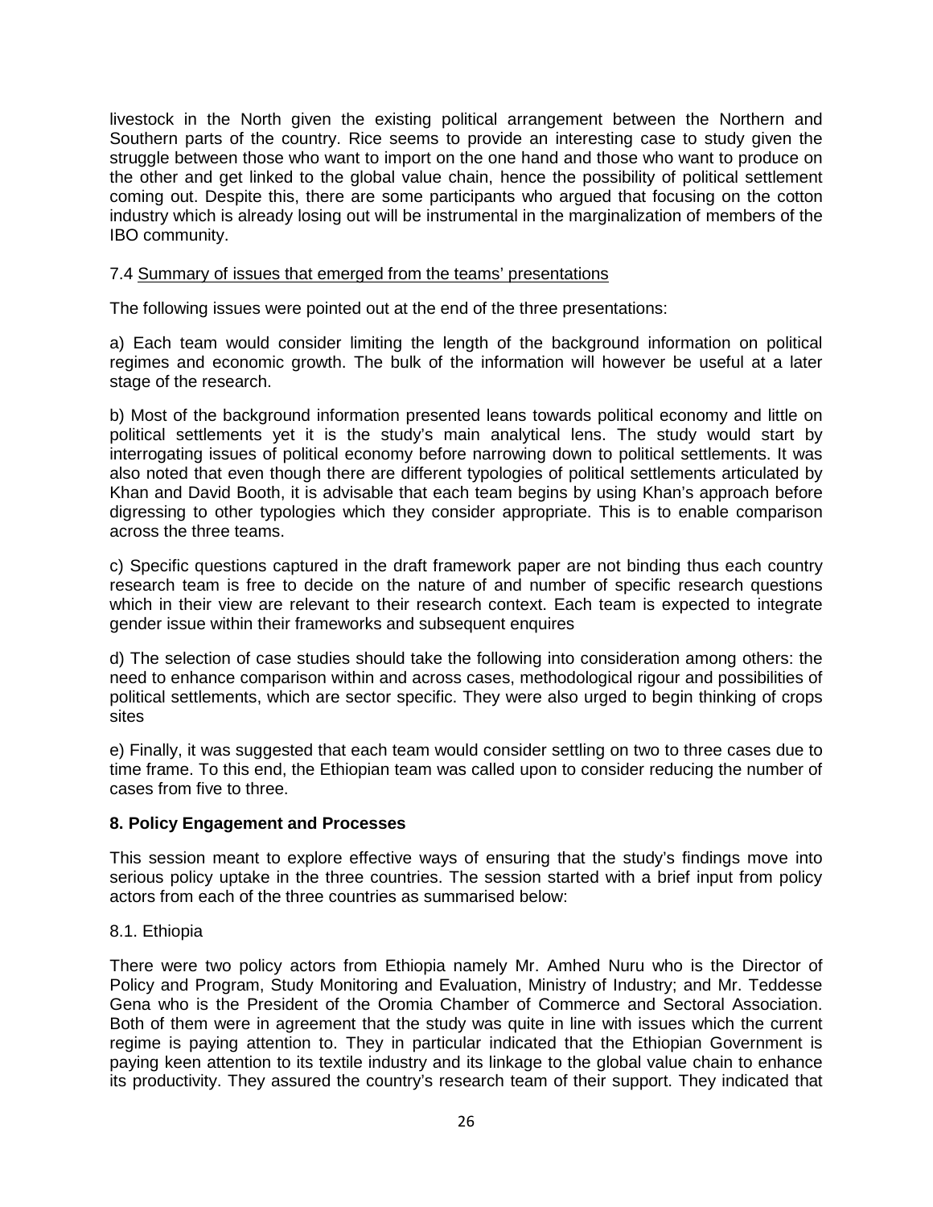livestock in the North given the existing political arrangement between the Northern and Southern parts of the country. Rice seems to provide an interesting case to study given the struggle between those who want to import on the one hand and those who want to produce on the other and get linked to the global value chain, hence the possibility of political settlement coming out. Despite this, there are some participants who argued that focusing on the cotton industry which is already losing out will be instrumental in the marginalization of members of the IBO community.

7.4 Summary of issues that emerged from the teams' presentations

The following issues were pointed out at the end of the three presentations:

a) Each team would consider limiting the length of the background information on political regimes and economic growth. The bulk of the information will however be useful at a later stage of the research.

b) Most of the background information presented leans towards political economy and little on political settlements yet it is the study's main analytical lens. The study would start by interrogating issues of political economy before narrowing down to political settlements. It was also noted that even though there are different typologies of political settlements articulated by Khan and David Booth, it is advisable that each team begins by using Khan's approach before digressing to other typologies which they consider appropriate. This is to enable comparison across the three teams.

c) Specific questions captured in the draft framework paper are not binding thus each country research team is free to decide on the nature of and number of specific research questions which in their view are relevant to their research context. Each team is expected to integrate gender issue within their frameworks and subsequent enquires

d) The selection of case studies should take the following into consideration among others: the need to enhance comparison within and across cases, methodological rigour and possibilities of political settlements, which are sector specific. They were also urged to begin thinking of crops sites

e) Finally, it was suggested that each team would consider settling on two to three cases due to time frame. To this end, the Ethiopian team was called upon to consider reducing the number of cases from five to three.

## 8. Policy Engagement and Processes

This session meant to explore effective ways of ensuring that the study's findings move into serious policy uptake in the three countries. The session started with a brief input from policy actors from each of the three countries as summarised below:

8.1. Ethiopia

There were two policy actors from Ethiopia namely Mr. Amhed Nuru who is the Director of Policy and Program, Study Monitoring and Evaluation, Ministry of Industry; and Mr. Teddesse Gena who is the President of the Oromia Chamber of Commerce and Sectoral Association. Both of them were in agreement that the study was quite in line with issues which the current regime is paying attention to. They in particular indicated that the Ethiopian Government is paying keen attention to its textile industry and its linkage to the global value chain to enhance its productivity. They assured the country's research team of their support. They indicated that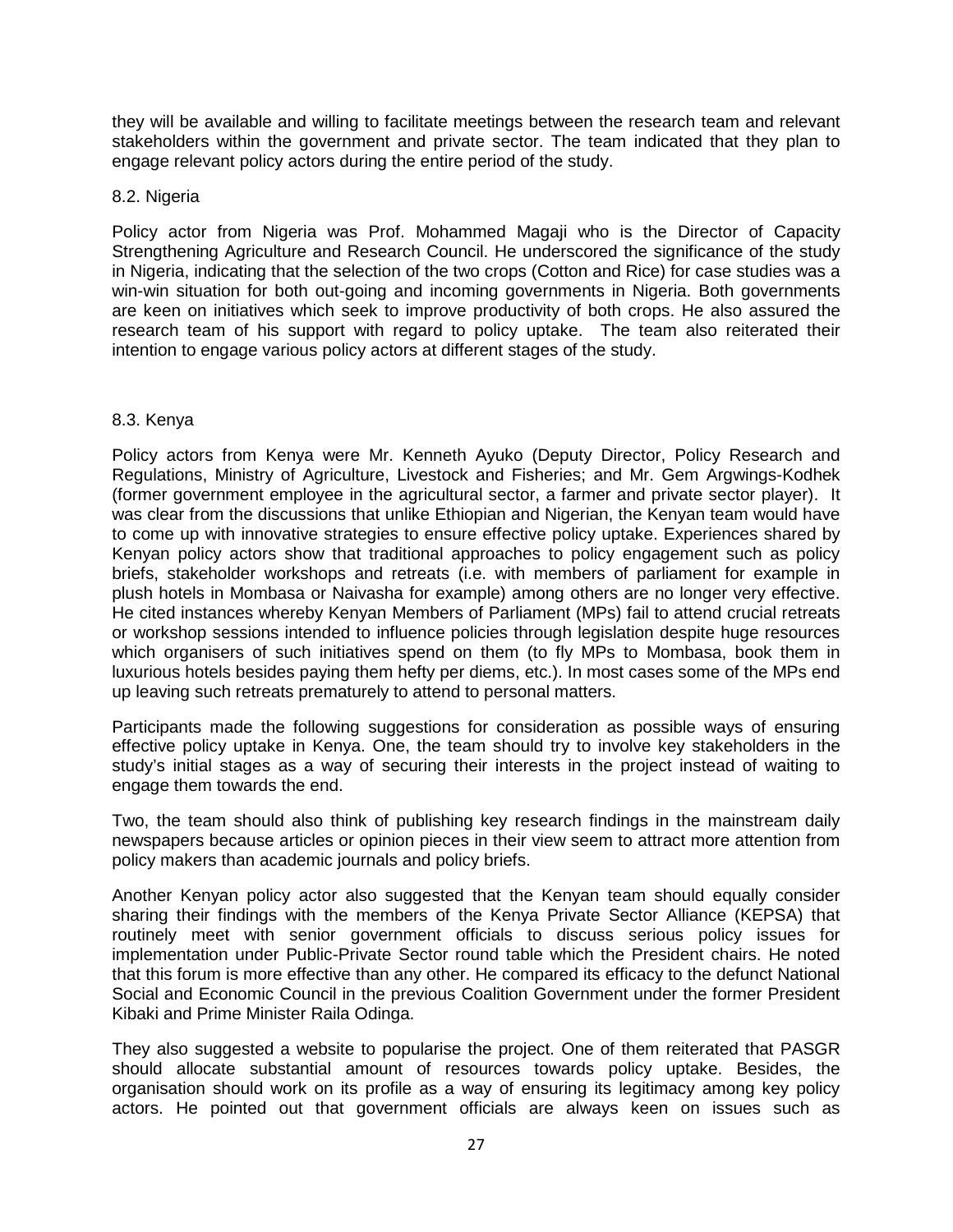they will be available and willing to facilitate meetings between the research team and relevant stakeholders within the government and private sector. The team indicated that they plan to engage relevant policy actors during the entire period of the study.

8.2. Nigeria

Policy actor from Nigeria was Prof. Mohammed Magaji who is the Director of Capacity Strengthening Agriculture and Research Council. He underscored the significance of the study in Nigeria, indicating that the selection of the two crops (Cotton and Rice) for case studies was a win-win situation for both out-going and incoming governments in Nigeria. Both governments are keen on initiatives which seek to improve productivity of both crops. He also assured the research team of his support with regard to policy uptake. The team also reiterated their intention to engage various policy actors at different stages of the study.

8.3. Kenya

Policy actors from Kenya were Mr. Kenneth Ayuko (Deputy Director, Policy Research and Regulations, Ministry of Agriculture, Livestock and Fisheries; and Mr. Gem Argwings-Kodhek (former government employee in the agricultural sector, a farmer and private sector player). It was clear from the discussions that unlike Ethiopian and Nigerian, the Kenyan team would have to come up with innovative strategies to ensure effective policy uptake. Experiences shared by Kenyan policy actors show that traditional approaches to policy engagement such as policy briefs, stakeholder workshops and retreats (i.e. with members of parliament for example in plush hotels in Mombasa or Naivasha for example) among others are no longer very effective. He cited instances whereby Kenyan Members of Parliament (MPs) fail to attend crucial retreats or workshop sessions intended to influence policies through legislation despite huge resources which organisers of such initiatives spend on them (to fly MPs to Mombasa, book them in luxurious hotels besides paying them hefty per diems, etc.). In most cases some of the MPs end up leaving such retreats prematurely to attend to personal matters.

Participants made the following suggestions for consideration as possible ways of ensuring effective policy uptake in Kenya. One, the team should try to involve key stakeholders in the study's initial stages as a way of securing their interests in the project instead of waiting to engage them towards the end.

Two, the team should also think of publishing key research findings in the mainstream daily newspapers because articles or opinion pieces in their view seem to attract more attention from policy makers than academic journals and policy briefs.

Another Kenyan policy actor also suggested that the Kenyan team should equally consider sharing their findings with the members of the Kenya Private Sector Alliance (KEPSA) that routinely meet with senior government officials to discuss serious policy issues for implementation under Public-Private Sector round table which the President chairs. He noted that this forum is more effective than any other. He compared its efficacy to the defunct National Social and Economic Council in the previous Coalition Government under the former President Kibaki and Prime Minister Raila Odinga.

They also suggested a website to popularise the project. One of them reiterated that PASGR should allocate substantial amount of resources towards policy uptake. Besides, the organisation should work on its profile as a way of ensuring its legitimacy among key policy actors. He pointed out that government officials are always keen on issues such as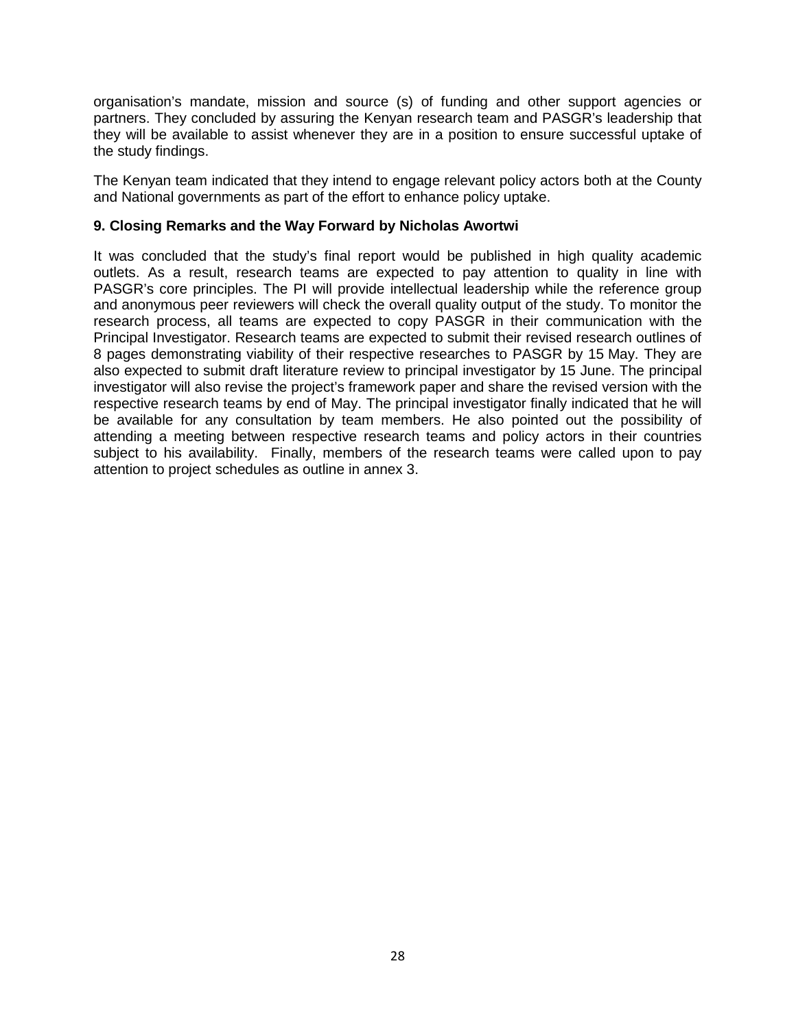organisation's mandate, mission and source (s) of funding and other support agencies or partners. They concluded by assuring the Kenyan research team and PASGR's leadership that they will be available to assist whenever they are in a position to ensure successful uptake of the study findings.

The Kenyan team indicated that they intend to engage relevant policy actors both at the County and National governments as part of the effort to enhance policy uptake.

**9. Closing Remarks and the Way Forward by Nicholas Awortwi**

It was concluded that the study's final report would be published in high quality academic outlets. As a result, research teams are expected to pay attention to quality in line with PASGR's core principles. The PI will provide intellectual leadership while the reference group and anonymous peer reviewers will check the overall quality output of the study. To monitor the research process, all teams are expected to copy PASGR in their communication with the Principal Investigator. Research teams are expected to submit their revised research outlines of 8 pages demonstrating viability of their respective researches to PASGR by 15 May. They are also expected to submit draft literature review to principal investigator by 15 June. The principal investigator will also revise the project's framework paper and share the revised version with the respective research teams by end of May. The principal investigator finally indicated that he will be available for any consultation by team members. He also pointed out the possibility of attending a meeting between respective research teams and policy actors in their countries subject to his availability.  Finally, members of the research teams were called upon to pay attention to project schedules as outline in annex 3.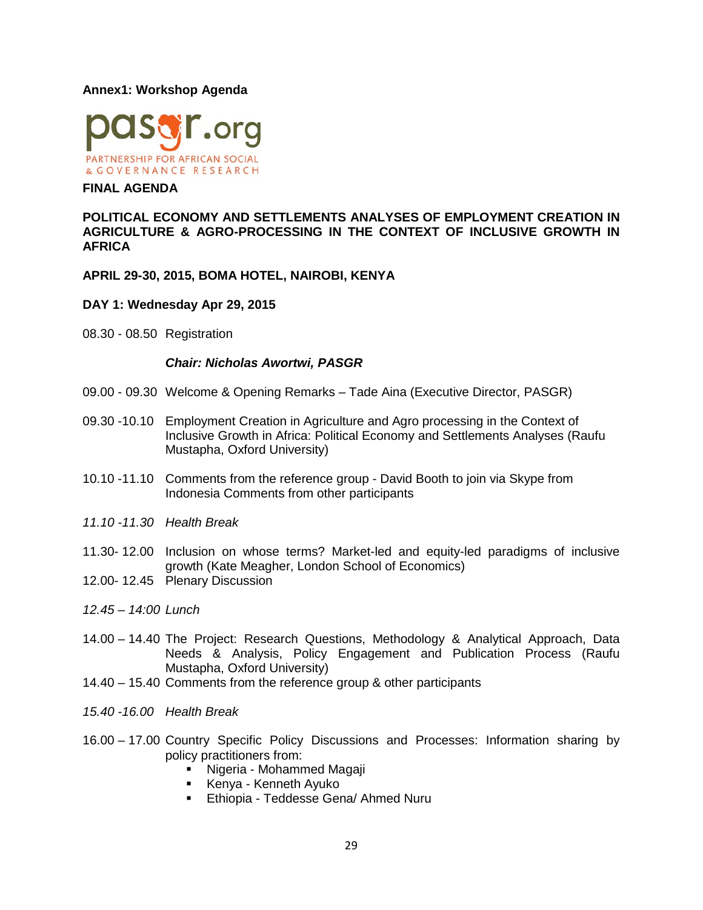**Annex1: Workshop Agenda**

pasgr.org
PARTNERSHIP FOR AFRICAN SOCIAL & GOVERNANCE RESEARCH

**FINAL AGENDA**

**POLITICAL ECONOMY AND SETTLEMENTS ANALYSES OF EMPLOYMENT CREATION IN AGRICULTURE & AGRO-PROCESSING IN THE CONTEXT OF INCLUSIVE GROWTH IN AFRICA**

**APRIL 29-30, 2015, BOMA HOTEL, NAIROBI, KENYA**

**DAY 1: Wednesday Apr 29, 2015**

08.30 - 08.50 Registration

***Chair: Nicholas Awortwi, PASGR***

09.00 - 09.30 Welcome & Opening Remarks – Tade Aina (Executive Director, PASGR)

09.30 -10.10 Employment Creation in Agriculture and Agro processing in the Context of Inclusive Growth in Africa: Political Economy and Settlements Analyses (Raufu Mustapha, Oxford University)

10.10 -11.10 Comments from the reference group - David Booth to join via Skype from Indonesia Comments from other participants

*11.10 -11.30 Health Break*

11.30- 12.00 Inclusion on whose terms? Market-led and equity-led paradigms of inclusive growth (Kate Meagher, London School of Economics)

12.00- 12.45 Plenary Discussion

*12.45 – 14:00 Lunch*

14.00 – 14.40 The Project: Research Questions, Methodology & Analytical Approach, Data Needs & Analysis, Policy Engagement and Publication Process (Raufu Mustapha, Oxford University)

14.40 – 15.40 Comments from the reference group & other participants

*15.40 -16.00 Health Break*

16.00 – 17.00 Country Specific Policy Discussions and Processes: Information sharing by policy practitioners from:

- Nigeria - Mohammed Magaji
- Kenya - Kenneth Ayuko
- Ethiopia - Teddesse Gena/ Ahmed Nuru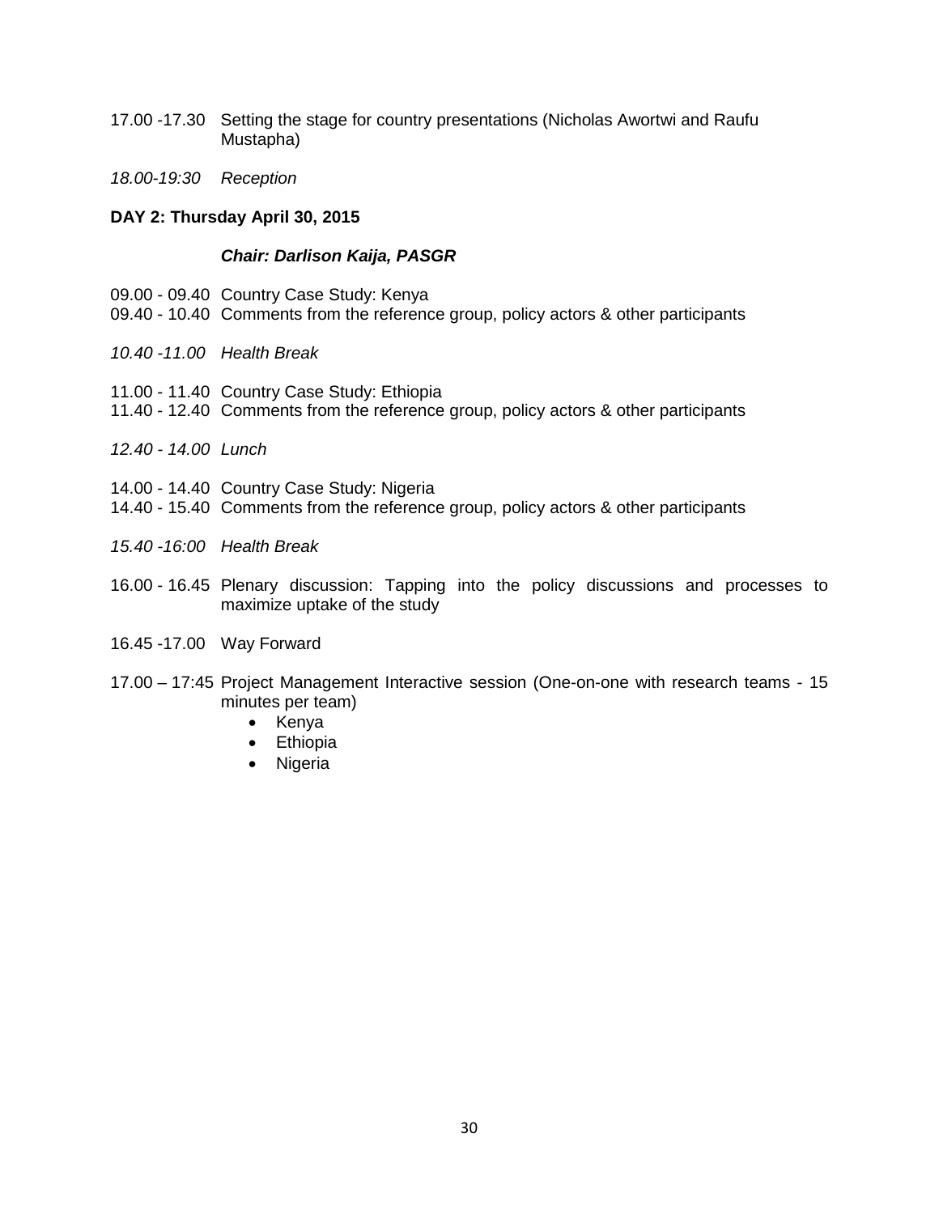17.00 -17.30 Setting the stage for country presentations (Nicholas Awortwi and Raufu Mustapha)

*18.00-19:30 Reception*

**DAY 2: Thursday April 30, 2015**

***Chair: Darlison Kaija, PASGR***

09.00 - 09.40 Country Case Study: Kenya
09.40 - 10.40 Comments from the reference group, policy actors & other participants

*10.40 -11.00 Health Break*

11.00 - 11.40 Country Case Study: Ethiopia
11.40 - 12.40 Comments from the reference group, policy actors & other participants

*12.40 - 14.00 Lunch*

14.00 - 14.40 Country Case Study: Nigeria
14.40 - 15.40 Comments from the reference group, policy actors & other participants

*15.40 -16:00 Health Break*

16.00 - 16.45 Plenary discussion: Tapping into the policy discussions and processes to maximize uptake of the study

16.45 -17.00 Way Forward

17.00 – 17:45 Project Management Interactive session (One-on-one with research teams - 15 minutes per team)

- Kenya
- Ethiopia
- Nigeria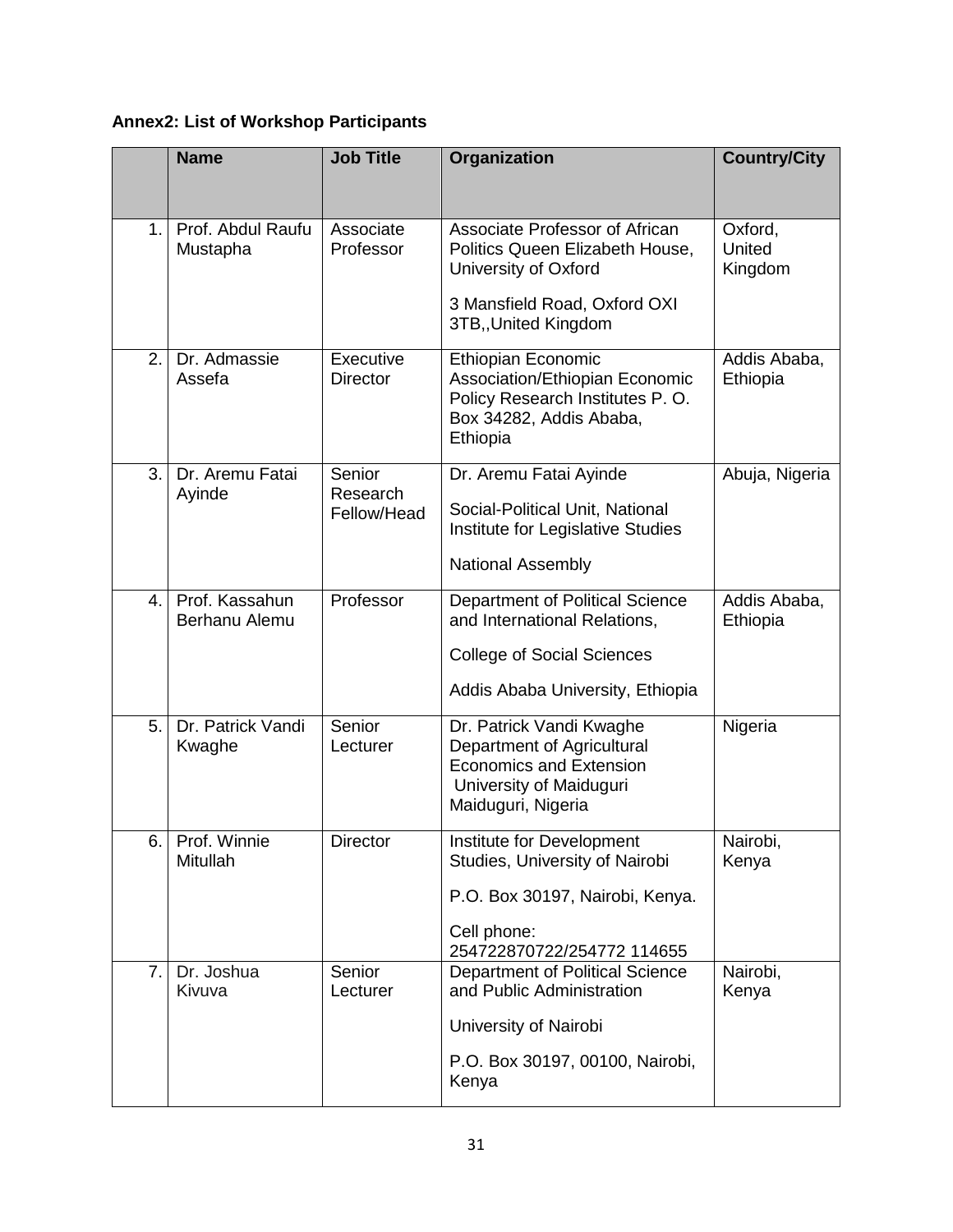**Annex2: List of Workshop Participants**

| | Name | Job Title | Organization | Country/City |
|---|---|---|---|---|
| 1. | Prof. Abdul Raufu Mustapha | Associate Professor | Associate Professor of African Politics Queen Elizabeth House, University of Oxford<br><br>3 Mansfield Road, Oxford OXI 3TB,,United Kingdom | Oxford, United Kingdom |
| 2. | Dr. Admassie Assefa | Executive Director | Ethiopian Economic Association/Ethiopian Economic Policy Research Institutes P. O. Box 34282, Addis Ababa, Ethiopia | Addis Ababa, Ethiopia |
| 3. | Dr. Aremu Fatai Ayinde | Senior Research Fellow/Head | Dr. Aremu Fatai Ayinde<br><br>Social-Political Unit, National Institute for Legislative Studies<br><br>National Assembly | Abuja, Nigeria |
| 4. | Prof. Kassahun Berhanu Alemu | Professor | Department of Political Science and International Relations,<br><br>College of Social Sciences<br><br>Addis Ababa University, Ethiopia | Addis Ababa, Ethiopia |
| 5. | Dr. Patrick Vandi Kwaghe | Senior Lecturer | Dr. Patrick Vandi Kwaghe Department of Agricultural Economics and Extension University of Maiduguri Maiduguri, Nigeria | Nigeria |
| 6. | Prof. Winnie Mitullah | Director | Institute for Development Studies, University of Nairobi<br><br>P.O. Box 30197, Nairobi, Kenya.<br><br>Cell phone: 254722870722/254772 114655 | Nairobi, Kenya |
| 7. | Dr. Joshua Kivuva | Senior Lecturer | Department of Political Science and Public Administration<br><br>University of Nairobi<br><br>P.O. Box 30197, 00100, Nairobi, Kenya | Nairobi, Kenya |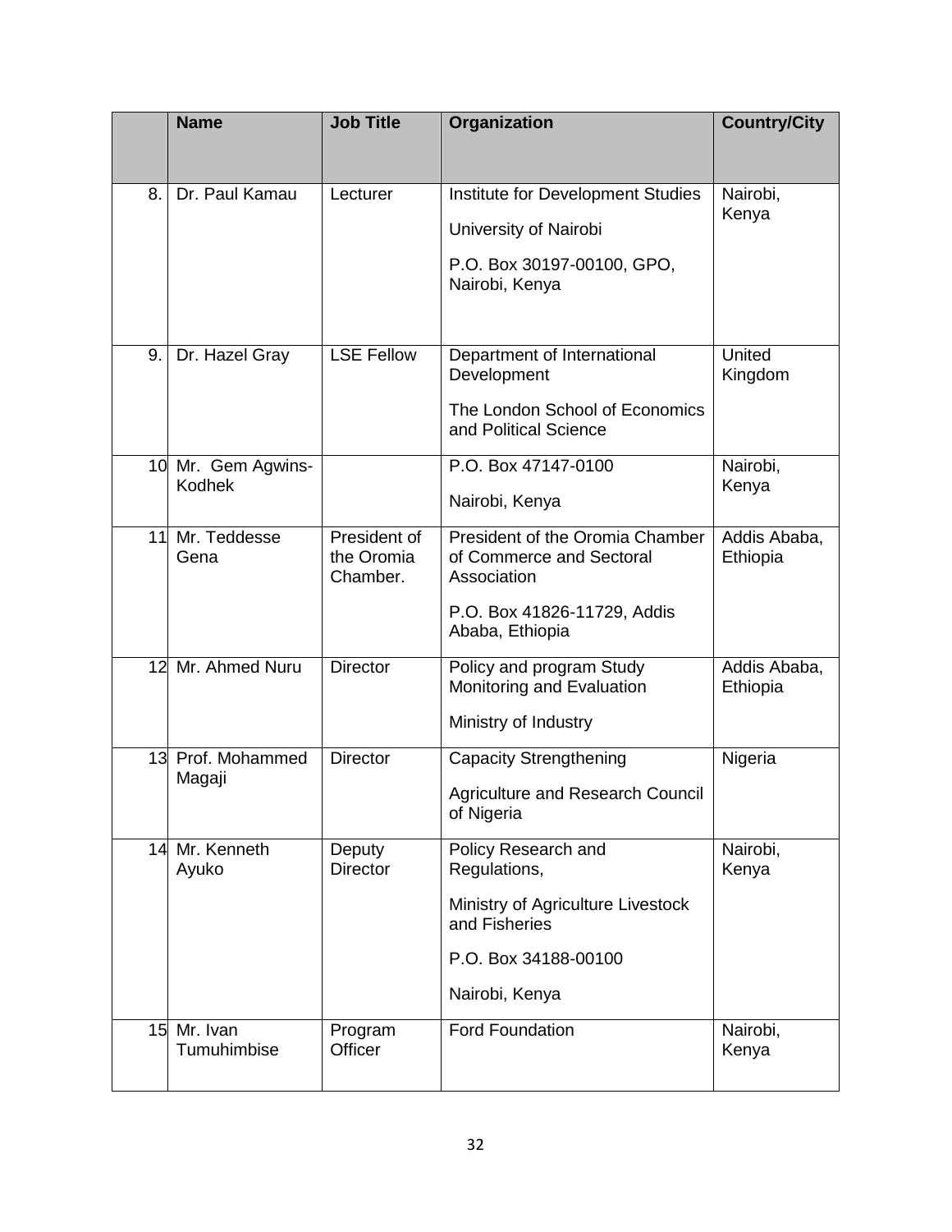| | Name | Job Title | Organization | Country/City |
|---|---|---|---|---|
| 8. | Dr. Paul Kamau | Lecturer | Institute for Development Studies<br><br>University of Nairobi<br><br>P.O. Box 30197-00100, GPO, Nairobi, Kenya | Nairobi, Kenya |
| 9. | Dr. Hazel Gray | LSE Fellow | Department of International Development<br><br>The London School of Economics and Political Science | United Kingdom |
| 10 | Mr. Gem Agwins-Kodhek | | P.O. Box 47147-0100<br><br>Nairobi, Kenya | Nairobi, Kenya |
| 11 | Mr. Teddesse Gena | President of the Oromia Chamber. | President of the Oromia Chamber of Commerce and Sectoral Association<br><br>P.O. Box 41826-11729, Addis Ababa, Ethiopia | Addis Ababa, Ethiopia |
| 12 | Mr. Ahmed Nuru | Director | Policy and program Study Monitoring and Evaluation<br><br>Ministry of Industry | Addis Ababa, Ethiopia |
| 13 | Prof. Mohammed Magaji | Director | Capacity Strengthening<br><br>Agriculture and Research Council of Nigeria | Nigeria |
| 14 | Mr. Kenneth Ayuko | Deputy Director | Policy Research and Regulations,<br><br>Ministry of Agriculture Livestock and Fisheries<br><br>P.O. Box 34188-00100<br><br>Nairobi, Kenya | Nairobi, Kenya |
| 15 | Mr. Ivan Tumuhimbise | Program Officer | Ford Foundation | Nairobi, Kenya |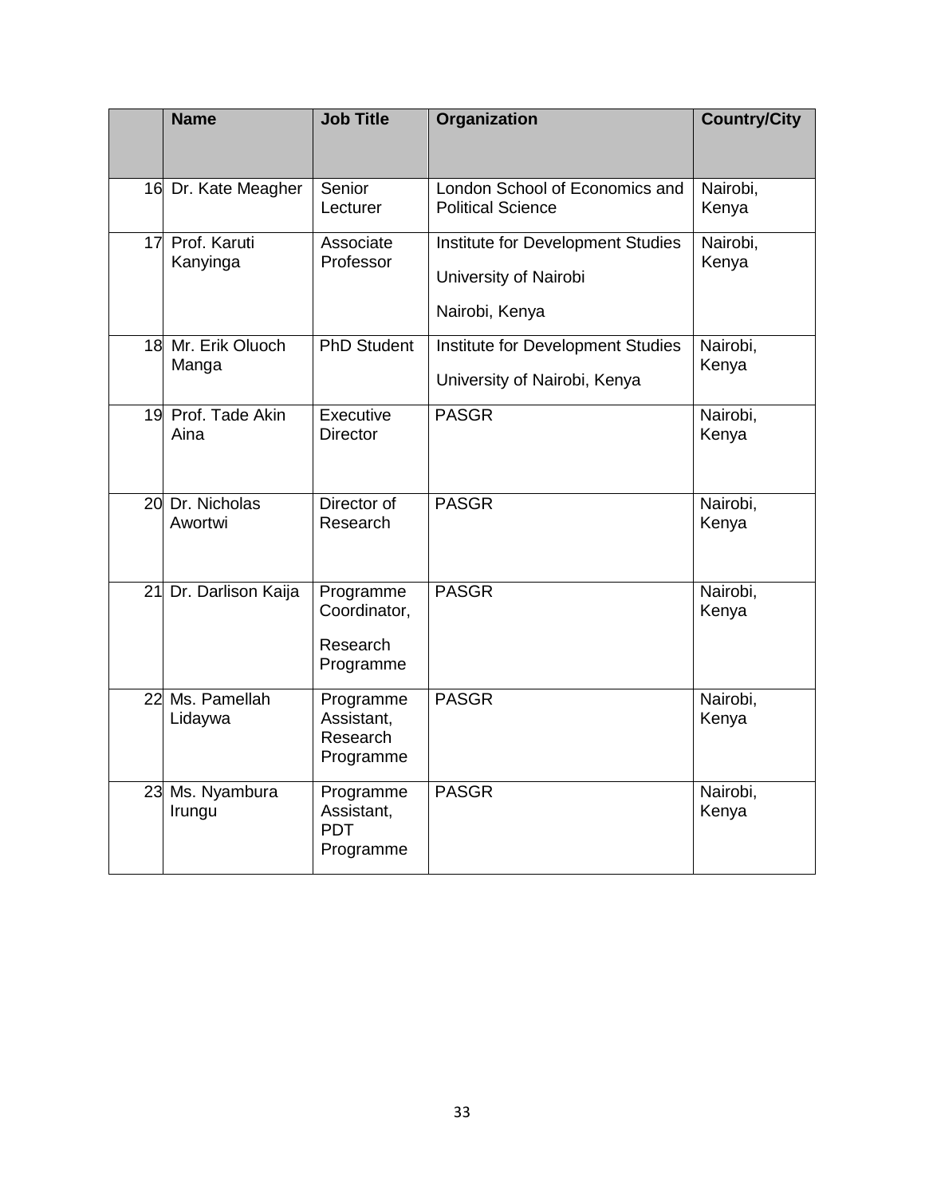| | Name | Job Title | Organization | Country/City |
|---|---|---|---|---|
| 16 | Dr. Kate Meagher | Senior Lecturer | London School of Economics and Political Science | Nairobi, Kenya |
| 17 | Prof. Karuti Kanyinga | Associate Professor | Institute for Development Studies University of Nairobi Nairobi, Kenya | Nairobi, Kenya |
| 18 | Mr. Erik Oluoch Manga | PhD Student | Institute for Development Studies University of Nairobi, Kenya | Nairobi, Kenya |
| 19 | Prof. Tade Akin Aina | Executive Director | PASGR | Nairobi, Kenya |
| 20 | Dr. Nicholas Awortwi | Director of Research | PASGR | Nairobi, Kenya |
| 21 | Dr. Darlison Kaija | Programme Coordinator, Research Programme | PASGR | Nairobi, Kenya |
| 22 | Ms. Pamellah Lidaywa | Programme Assistant, Research Programme | PASGR | Nairobi, Kenya |
| 23 | Ms. Nyambura Irungu | Programme Assistant, PDT Programme | PASGR | Nairobi, Kenya |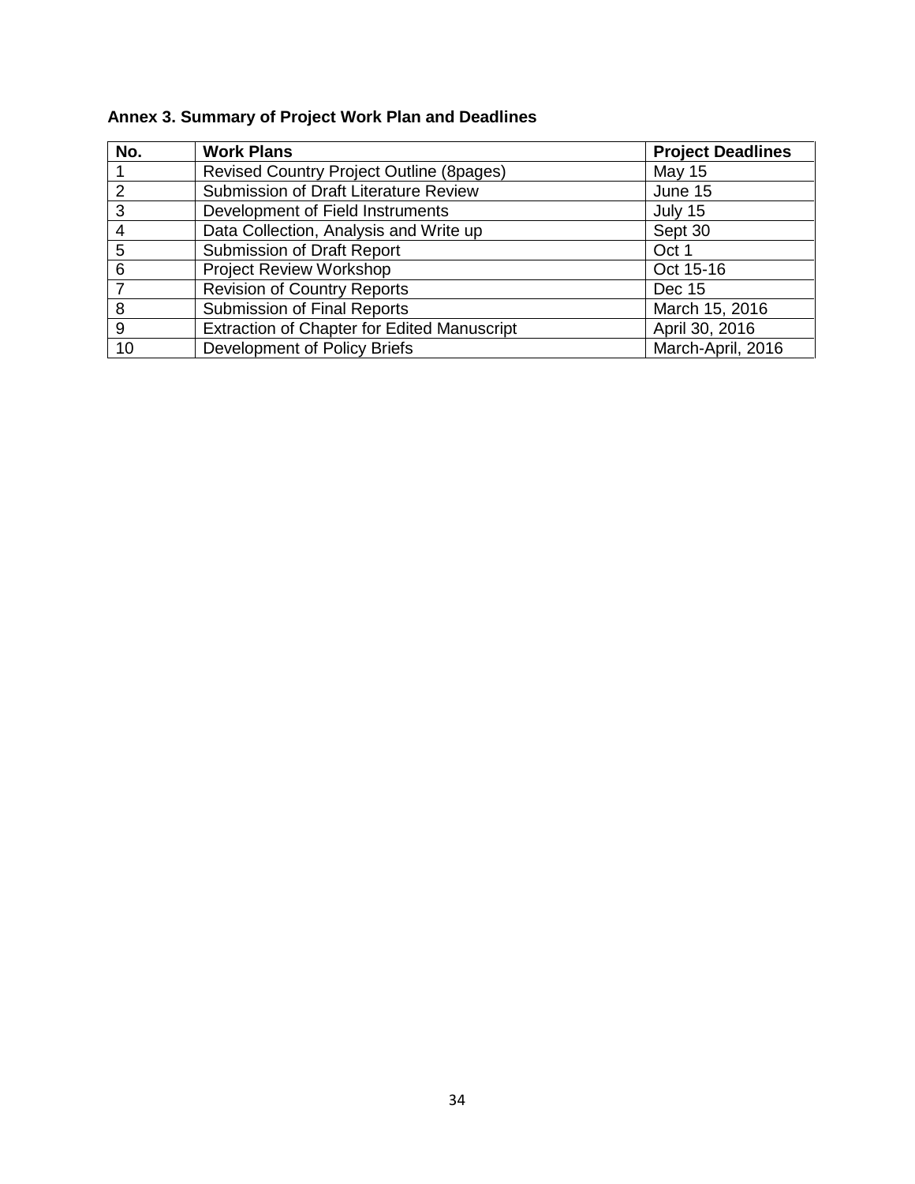**Annex 3. Summary of Project Work Plan and Deadlines**

| No. | Work Plans | Project Deadlines |
|---|---|---|
| 1 | Revised Country Project Outline (8pages) | May 15 |
| 2 | Submission of Draft Literature Review | June 15 |
| 3 | Development of Field Instruments | July 15 |
| 4 | Data Collection, Analysis and Write up | Sept 30 |
| 5 | Submission of Draft Report | Oct 1 |
| 6 | Project Review Workshop | Oct 15-16 |
| 7 | Revision of Country Reports | Dec 15 |
| 8 | Submission of Final Reports | March 15, 2016 |
| 9 | Extraction of Chapter for Edited Manuscript | April 30, 2016 |
| 10 | Development of Policy Briefs | March-April, 2016 |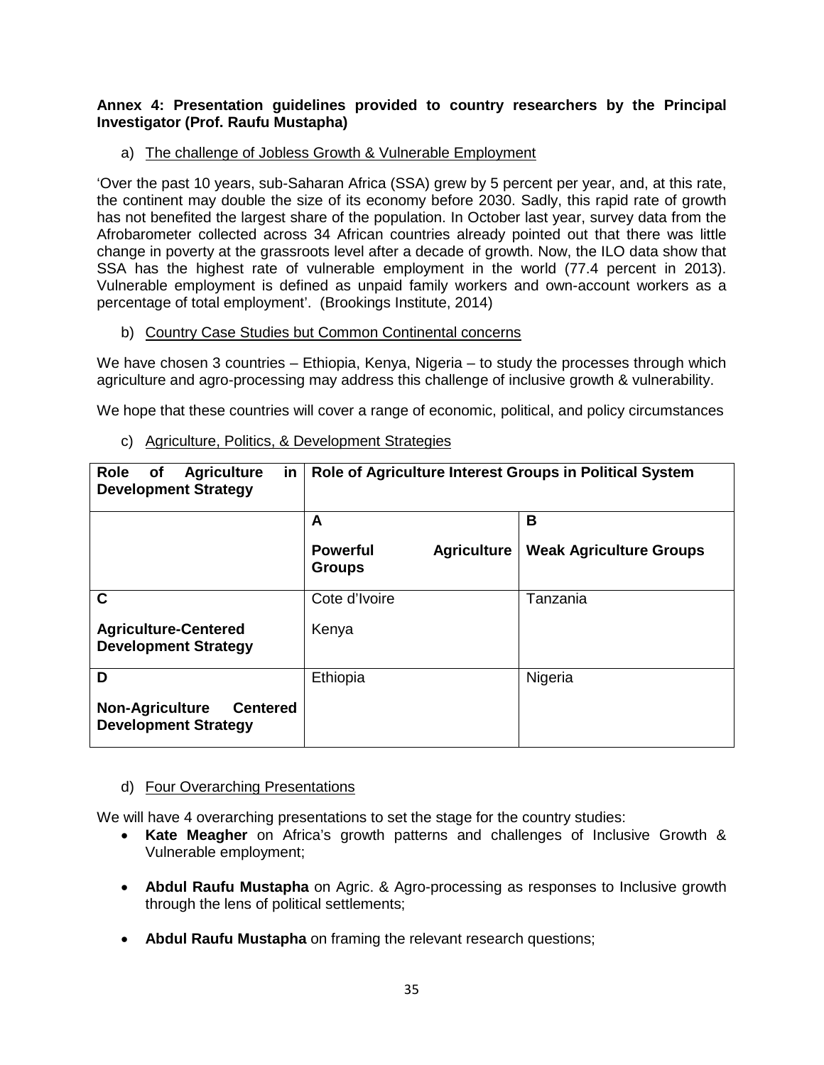**Annex 4: Presentation guidelines provided to country researchers by the Principal Investigator (Prof. Raufu Mustapha)**

a) The challenge of Jobless Growth & Vulnerable Employment

'Over the past 10 years, sub-Saharan Africa (SSA) grew by 5 percent per year, and, at this rate, the continent may double the size of its economy before 2030. Sadly, this rapid rate of growth has not benefited the largest share of the population. In October last year, survey data from the Afrobarometer collected across 34 African countries already pointed out that there was little change in poverty at the grassroots level after a decade of growth. Now, the ILO data show that SSA has the highest rate of vulnerable employment in the world (77.4 percent in 2013). Vulnerable employment is defined as unpaid family workers and own-account workers as a percentage of total employment'. (Brookings Institute, 2014)

b) Country Case Studies but Common Continental concerns

We have chosen 3 countries – Ethiopia, Kenya, Nigeria – to study the processes through which agriculture and agro-processing may address this challenge of inclusive growth & vulnerability.

We hope that these countries will cover a range of economic, political, and policy circumstances

c) Agriculture, Politics, & Development Strategies

| **Role of Agriculture in Development Strategy** | **Role of Agriculture Interest Groups in Political System** | |
|---|---|---|
| | **A**<br>**Powerful Agriculture Groups** | **B**<br>**Weak Agriculture Groups** |
| **C**<br>**Agriculture-Centered Development Strategy** | Cote d'Ivoire<br>Kenya | Tanzania |
| **D**<br>**Non-Agriculture Centered Development Strategy** | Ethiopia | Nigeria |

d) Four Overarching Presentations

We will have 4 overarching presentations to set the stage for the country studies:

- **Kate Meagher** on Africa's growth patterns and challenges of Inclusive Growth & Vulnerable employment;
- **Abdul Raufu Mustapha** on Agric. & Agro-processing as responses to Inclusive growth through the lens of political settlements;
- **Abdul Raufu Mustapha** on framing the relevant research questions;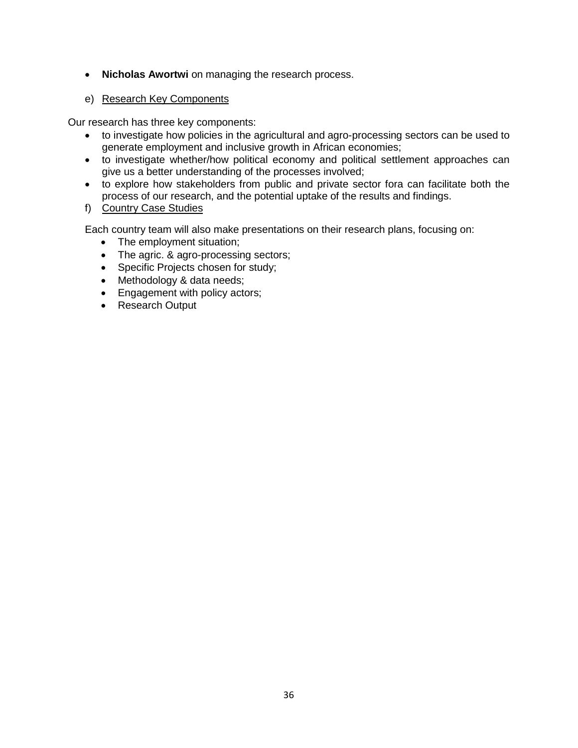- **Nicholas Awortwi** on managing the research process.

e) Research Key Components

Our research has three key components:

- to investigate how policies in the agricultural and agro-processing sectors can be used to generate employment and inclusive growth in African economies;
- to investigate whether/how political economy and political settlement approaches can give us a better understanding of the processes involved;
- to explore how stakeholders from public and private sector fora can facilitate both the process of our research, and the potential uptake of the results and findings.

f) Country Case Studies

Each country team will also make presentations on their research plans, focusing on:

- The employment situation;
- The agric. & agro-processing sectors;
- Specific Projects chosen for study;
- Methodology & data needs;
- Engagement with policy actors;
- Research Output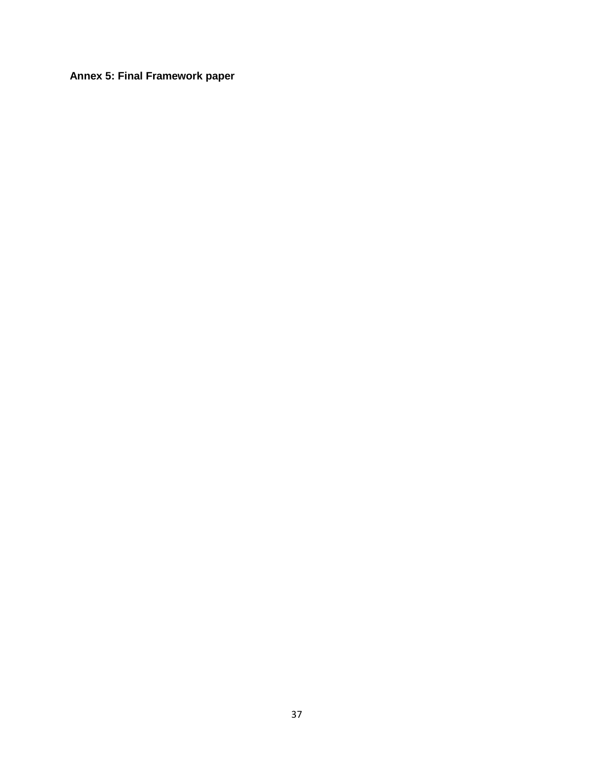**Annex 5: Final Framework paper**